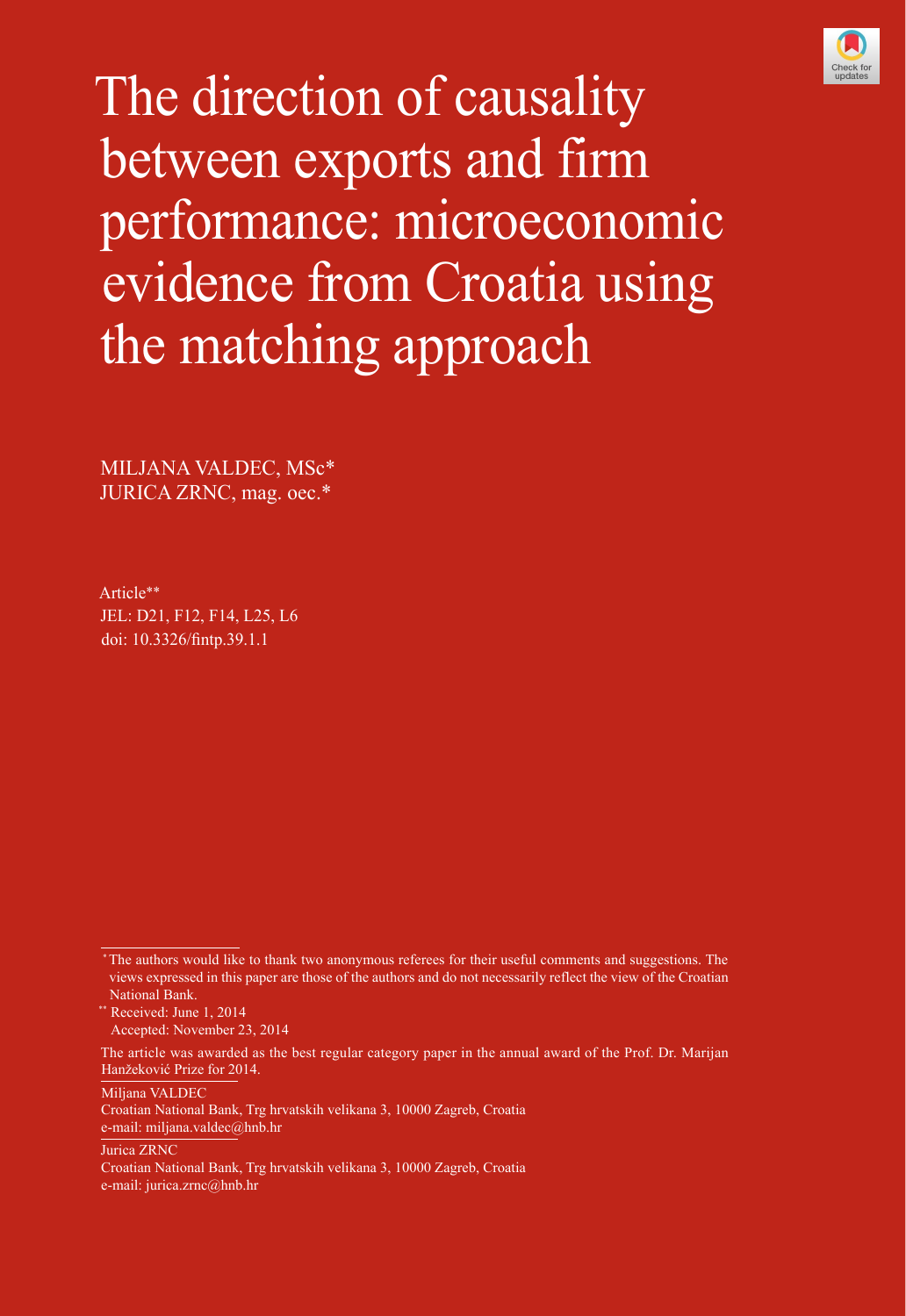# The direction of causality between exports and firm performance: microeconomic evidence from Croatia using the matching approach

MILJANA VALDEC, MSc*
JURICA ZRNC, mag. oec.*

Article**
JEL: D21, F12, F14, L25, L6
doi: 10.3326/fintp.39.1.1

---

* The authors would like to thank two anonymous referees for their useful comments and suggestions. The views expressed in this paper are those of the authors and do not necessarily reflect the view of the Croatian National Bank.

** Received: June 1, 2014
Accepted: November 23, 2014

The article was awarded as the best regular category paper in the annual award of the Prof. Dr. Marijan Hanžeković Prize for 2014.

Miljana VALDEC
Croatian National Bank, Trg hrvatskih velikana 3, 10000 Zagreb, Croatia
e-mail: miljana.valdec@hnb.hr

Jurica ZRNC
Croatian National Bank, Trg hrvatskih velikana 3, 10000 Zagreb, Croatia
e-mail: jurica.zrnc@hnb.hr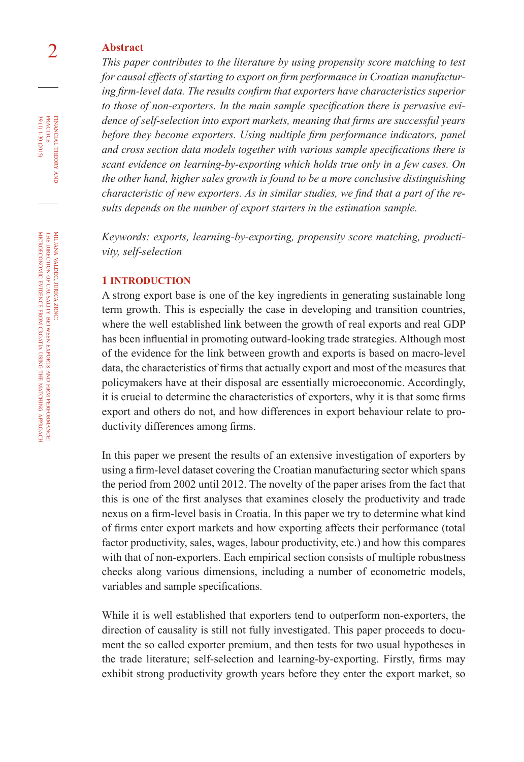## Abstract

*This paper contributes to the literature by using propensity score matching to test for causal effects of starting to export on firm performance in Croatian manufacturing firm-level data. The results confirm that exporters have characteristics superior to those of non-exporters. In the main sample specification there is pervasive evidence of self-selection into export markets, meaning that firms are successful years before they become exporters. Using multiple firm performance indicators, panel and cross section data models together with various sample specifications there is scant evidence on learning-by-exporting which holds true only in a few cases. On the other hand, higher sales growth is found to be a more conclusive distinguishing characteristic of new exporters. As in similar studies, we find that a part of the results depends on the number of export starters in the estimation sample.*

*Keywords: exports, learning-by-exporting, propensity score matching, productivity, self-selection*

## 1 INTRODUCTION

A strong export base is one of the key ingredients in generating sustainable long term growth. This is especially the case in developing and transition countries, where the well established link between the growth of real exports and real GDP has been influential in promoting outward-looking trade strategies. Although most of the evidence for the link between growth and exports is based on macro-level data, the characteristics of firms that actually export and most of the measures that policymakers have at their disposal are essentially microeconomic. Accordingly, it is crucial to determine the characteristics of exporters, why it is that some firms export and others do not, and how differences in export behaviour relate to productivity differences among firms.

In this paper we present the results of an extensive investigation of exporters by using a firm-level dataset covering the Croatian manufacturing sector which spans the period from 2002 until 2012. The novelty of the paper arises from the fact that this is one of the first analyses that examines closely the productivity and trade nexus on a firm-level basis in Croatia. In this paper we try to determine what kind of firms enter export markets and how exporting affects their performance (total factor productivity, sales, wages, labour productivity, etc.) and how this compares with that of non-exporters. Each empirical section consists of multiple robustness checks along various dimensions, including a number of econometric models, variables and sample specifications.

While it is well established that exporters tend to outperform non-exporters, the direction of causality is still not fully investigated. This paper proceeds to document the so called exporter premium, and then tests for two usual hypotheses in the trade literature; self-selection and learning-by-exporting. Firstly, firms may exhibit strong productivity growth years before they enter the export market, so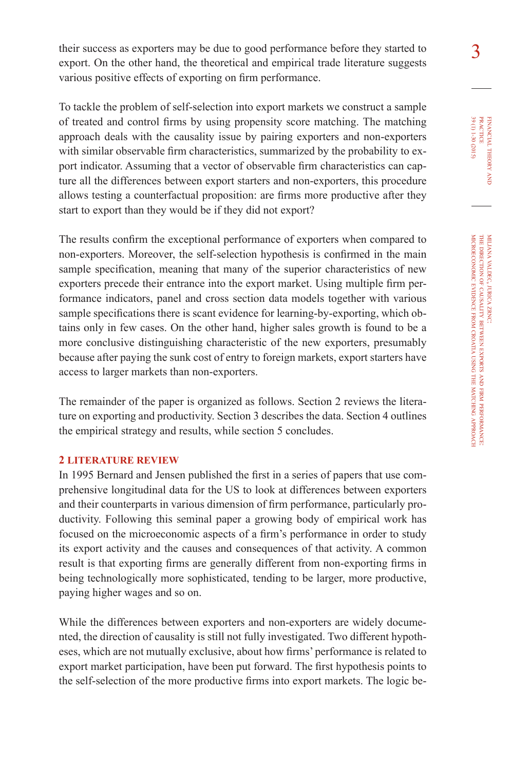their success as exporters may be due to good performance before they started to export. On the other hand, the theoretical and empirical trade literature suggests various positive effects of exporting on firm performance.

To tackle the problem of self-selection into export markets we construct a sample of treated and control firms by using propensity score matching. The matching approach deals with the causality issue by pairing exporters and non-exporters with similar observable firm characteristics, summarized by the probability to export indicator. Assuming that a vector of observable firm characteristics can capture all the differences between export starters and non-exporters, this procedure allows testing a counterfactual proposition: are firms more productive after they start to export than they would be if they did not export?

The results confirm the exceptional performance of exporters when compared to non-exporters. Moreover, the self-selection hypothesis is confirmed in the main sample specification, meaning that many of the superior characteristics of new exporters precede their entrance into the export market. Using multiple firm performance indicators, panel and cross section data models together with various sample specifications there is scant evidence for learning-by-exporting, which obtains only in few cases. On the other hand, higher sales growth is found to be a more conclusive distinguishing characteristic of the new exporters, presumably because after paying the sunk cost of entry to foreign markets, export starters have access to larger markets than non-exporters.

The remainder of the paper is organized as follows. Section 2 reviews the literature on exporting and productivity. Section 3 describes the data. Section 4 outlines the empirical strategy and results, while section 5 concludes.

## 2 LITERATURE REVIEW

In 1995 Bernard and Jensen published the first in a series of papers that use comprehensive longitudinal data for the US to look at differences between exporters and their counterparts in various dimension of firm performance, particularly productivity. Following this seminal paper a growing body of empirical work has focused on the microeconomic aspects of a firm's performance in order to study its export activity and the causes and consequences of that activity. A common result is that exporting firms are generally different from non-exporting firms in being technologically more sophisticated, tending to be larger, more productive, paying higher wages and so on.

While the differences between exporters and non-exporters are widely documented, the direction of causality is still not fully investigated. Two different hypotheses, which are not mutually exclusive, about how firms' performance is related to export market participation, have been put forward. The first hypothesis points to the self-selection of the more productive firms into export markets. The logic be-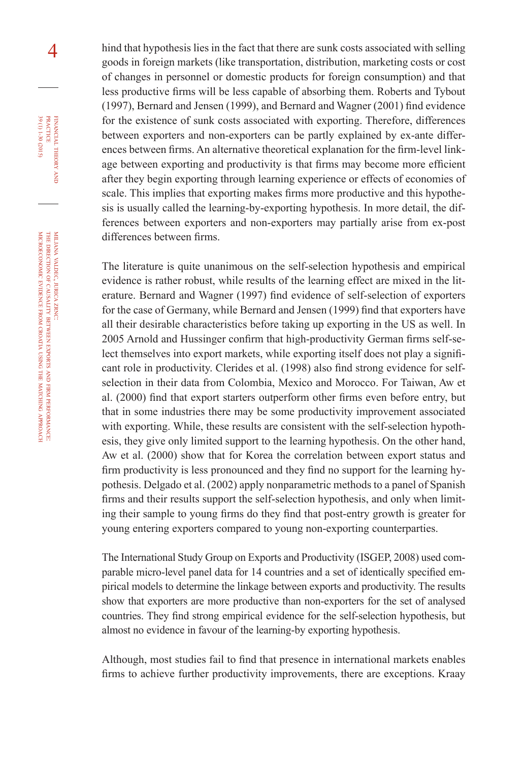hind that hypothesis lies in the fact that there are sunk costs associated with selling goods in foreign markets (like transportation, distribution, marketing costs or cost of changes in personnel or domestic products for foreign consumption) and that less productive firms will be less capable of absorbing them. Roberts and Tybout (1997), Bernard and Jensen (1999), and Bernard and Wagner (2001) find evidence for the existence of sunk costs associated with exporting. Therefore, differences between exporters and non-exporters can be partly explained by ex-ante differences between firms. An alternative theoretical explanation for the firm-level linkage between exporting and productivity is that firms may become more efficient after they begin exporting through learning experience or effects of economies of scale. This implies that exporting makes firms more productive and this hypothesis is usually called the learning-by-exporting hypothesis. In more detail, the differences between exporters and non-exporters may partially arise from ex-post differences between firms.

The literature is quite unanimous on the self-selection hypothesis and empirical evidence is rather robust, while results of the learning effect are mixed in the literature. Bernard and Wagner (1997) find evidence of self-selection of exporters for the case of Germany, while Bernard and Jensen (1999) find that exporters have all their desirable characteristics before taking up exporting in the US as well. In 2005 Arnold and Hussinger confirm that high-productivity German firms self-select themselves into export markets, while exporting itself does not play a significant role in productivity. Clerides et al. (1998) also find strong evidence for self-selection in their data from Colombia, Mexico and Morocco. For Taiwan, Aw et al. (2000) find that export starters outperform other firms even before entry, but that in some industries there may be some productivity improvement associated with exporting. While, these results are consistent with the self-selection hypothesis, they give only limited support to the learning hypothesis. On the other hand, Aw et al. (2000) show that for Korea the correlation between export status and firm productivity is less pronounced and they find no support for the learning hypothesis. Delgado et al. (2002) apply nonparametric methods to a panel of Spanish firms and their results support the self-selection hypothesis, and only when limiting their sample to young firms do they find that post-entry growth is greater for young entering exporters compared to young non-exporting counterparties.

The International Study Group on Exports and Productivity (ISGEP, 2008) used comparable micro-level panel data for 14 countries and a set of identically specified empirical models to determine the linkage between exports and productivity. The results show that exporters are more productive than non-exporters for the set of analysed countries. They find strong empirical evidence for the self-selection hypothesis, but almost no evidence in favour of the learning-by exporting hypothesis.

Although, most studies fail to find that presence in international markets enables firms to achieve further productivity improvements, there are exceptions. Kraay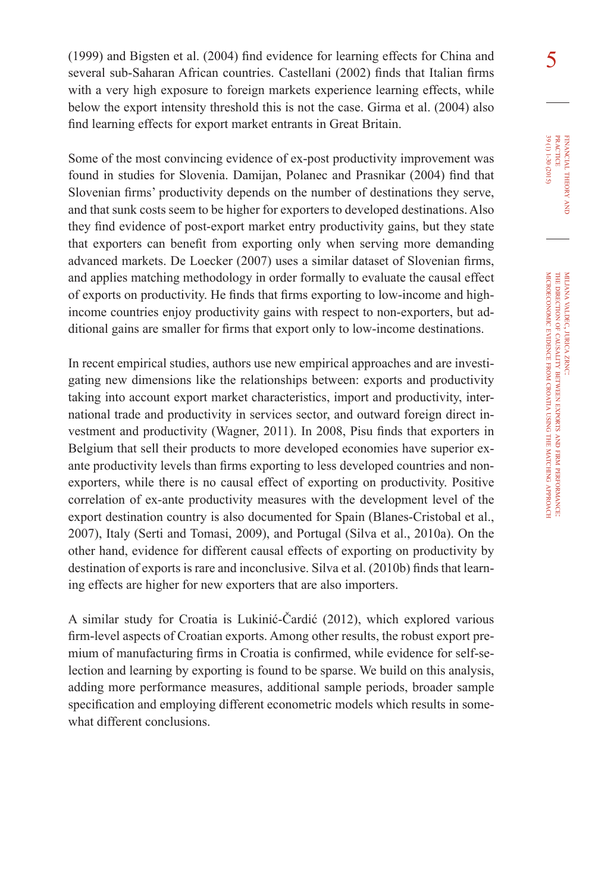(1999) and Bigsten et al. (2004) find evidence for learning effects for China and several sub-Saharan African countries. Castellani (2002) finds that Italian firms with a very high exposure to foreign markets experience learning effects, while below the export intensity threshold this is not the case. Girma et al. (2004) also find learning effects for export market entrants in Great Britain.

Some of the most convincing evidence of ex-post productivity improvement was found in studies for Slovenia. Damijan, Polanec and Prasnikar (2004) find that Slovenian firms' productivity depends on the number of destinations they serve, and that sunk costs seem to be higher for exporters to developed destinations. Also they find evidence of post-export market entry productivity gains, but they state that exporters can benefit from exporting only when serving more demanding advanced markets. De Loecker (2007) uses a similar dataset of Slovenian firms, and applies matching methodology in order formally to evaluate the causal effect of exports on productivity. He finds that firms exporting to low-income and high-income countries enjoy productivity gains with respect to non-exporters, but additional gains are smaller for firms that export only to low-income destinations.

In recent empirical studies, authors use new empirical approaches and are investigating new dimensions like the relationships between: exports and productivity taking into account export market characteristics, import and productivity, international trade and productivity in services sector, and outward foreign direct investment and productivity (Wagner, 2011). In 2008, Pisu finds that exporters in Belgium that sell their products to more developed economies have superior ex-ante productivity levels than firms exporting to less developed countries and non-exporters, while there is no causal effect of exporting on productivity. Positive correlation of ex-ante productivity measures with the development level of the export destination country is also documented for Spain (Blanes-Cristobal et al., 2007), Italy (Serti and Tomasi, 2009), and Portugal (Silva et al., 2010a). On the other hand, evidence for different causal effects of exporting on productivity by destination of exports is rare and inconclusive. Silva et al. (2010b) finds that learning effects are higher for new exporters that are also importers.

A similar study for Croatia is Lukinić-Čardić (2012), which explored various firm-level aspects of Croatian exports. Among other results, the robust export premium of manufacturing firms in Croatia is confirmed, while evidence for self-selection and learning by exporting is found to be sparse. We build on this analysis, adding more performance measures, additional sample periods, broader sample specification and employing different econometric models which results in somewhat different conclusions.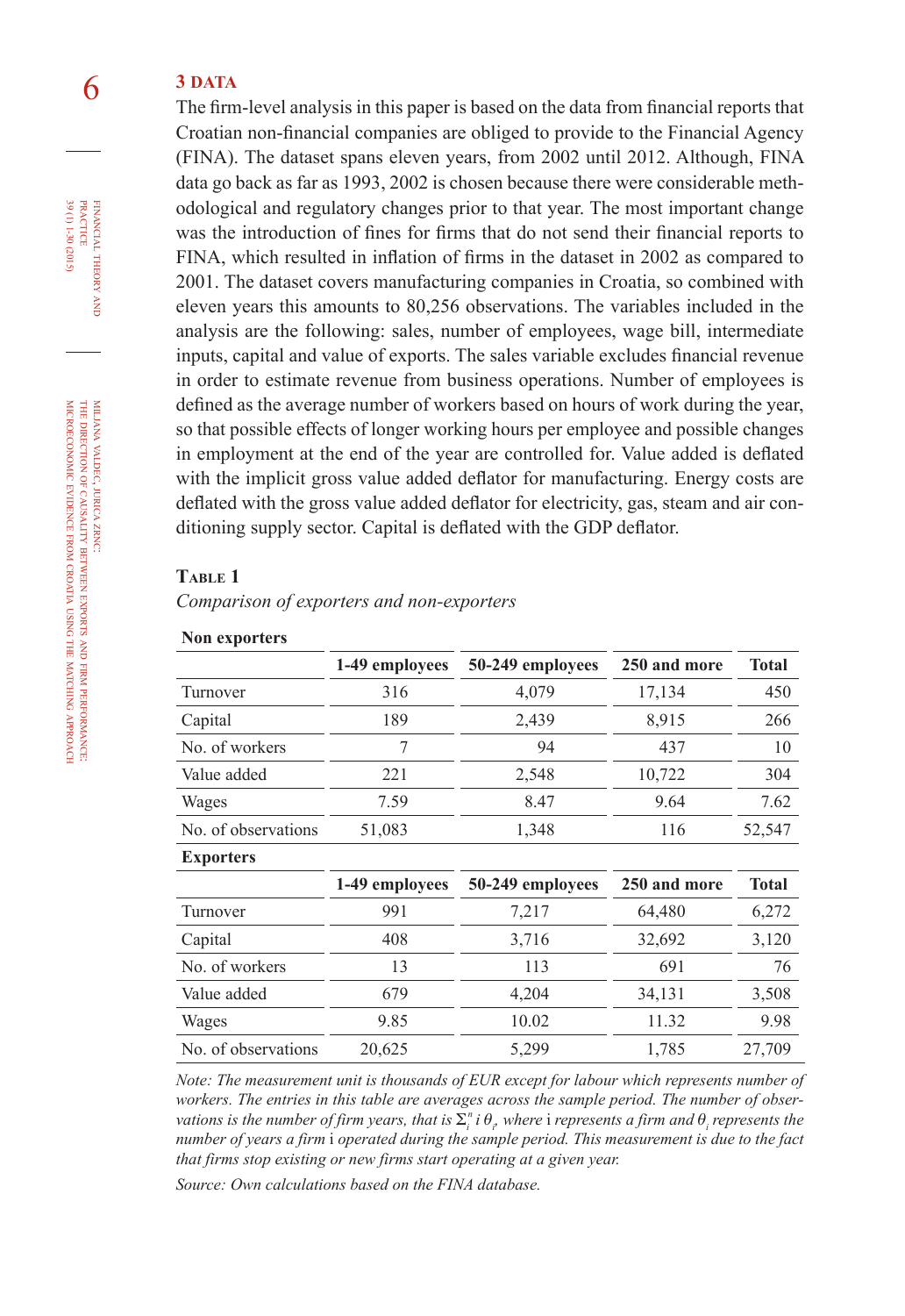## 3 DATA

The firm-level analysis in this paper is based on the data from financial reports that Croatian non-financial companies are obliged to provide to the Financial Agency (FINA). The dataset spans eleven years, from 2002 until 2012. Although, FINA data go back as far as 1993, 2002 is chosen because there were considerable methodological and regulatory changes prior to that year. The most important change was the introduction of fines for firms that do not send their financial reports to FINA, which resulted in inflation of firms in the dataset in 2002 as compared to 2001. The dataset covers manufacturing companies in Croatia, so combined with eleven years this amounts to 80,256 observations. The variables included in the analysis are the following: sales, number of employees, wage bill, intermediate inputs, capital and value of exports. The sales variable excludes financial revenue in order to estimate revenue from business operations. Number of employees is defined as the average number of workers based on hours of work during the year, so that possible effects of longer working hours per employee and possible changes in employment at the end of the year are controlled for. Value added is deflated with the implicit gross value added deflator for manufacturing. Energy costs are deflated with the gross value added deflator for electricity, gas, steam and air conditioning supply sector. Capital is deflated with the GDP deflator.

**Table 1**

*Comparison of exporters and non-exporters*

| **Non exporters** | | | | |
|---|---|---|---|---|
| | **1-49 employees** | **50-249 employees** | **250 and more** | **Total** |
| Turnover | 316 | 4,079 | 17,134 | 450 |
| Capital | 189 | 2,439 | 8,915 | 266 |
| No. of workers | 7 | 94 | 437 | 10 |
| Value added | 221 | 2,548 | 10,722 | 304 |
| Wages | 7.59 | 8.47 | 9.64 | 7.62 |
| No. of observations | 51,083 | 1,348 | 116 | 52,547 |
| **Exporters** | | | | |
| | **1-49 employees** | **50-249 employees** | **250 and more** | **Total** |
| Turnover | 991 | 7,217 | 64,480 | 6,272 |
| Capital | 408 | 3,716 | 32,692 | 3,120 |
| No. of workers | 13 | 113 | 691 | 76 |
| Value added | 679 | 4,204 | 34,131 | 3,508 |
| Wages | 9.85 | 10.02 | 11.32 | 9.98 |
| No. of observations | 20,625 | 5,299 | 1,785 | 27,709 |

*Note: The measurement unit is thousands of EUR except for labour which represents number of workers. The entries in this table are averages across the sample period. The number of observations is the number of firm years, that is $\Sigma_i^n i\,\theta_i$, where* i *represents a firm and $\theta_i$ represents the number of years a firm* i *operated during the sample period. This measurement is due to the fact that firms stop existing or new firms start operating at a given year.*

*Source: Own calculations based on the FINA database.*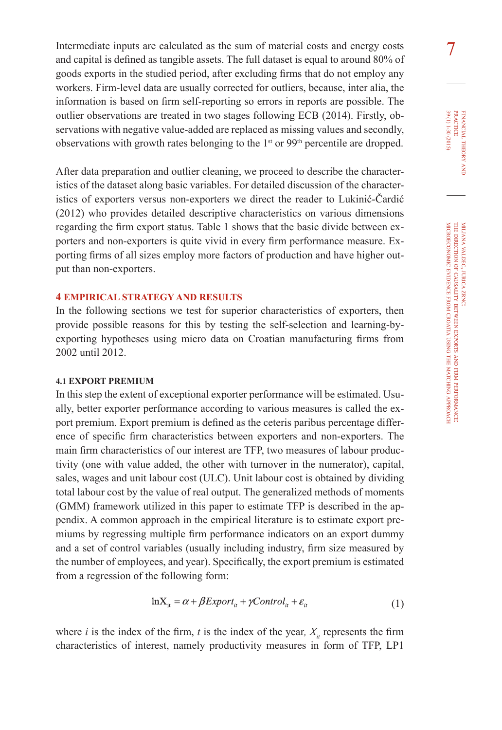Intermediate inputs are calculated as the sum of material costs and energy costs and capital is defined as tangible assets. The full dataset is equal to around 80% of goods exports in the studied period, after excluding firms that do not employ any workers. Firm-level data are usually corrected for outliers, because, inter alia, the information is based on firm self-reporting so errors in reports are possible. The outlier observations are treated in two stages following ECB (2014). Firstly, observations with negative value-added are replaced as missing values and secondly, observations with growth rates belonging to the 1st or 99th percentile are dropped.

After data preparation and outlier cleaning, we proceed to describe the characteristics of the dataset along basic variables. For detailed discussion of the characteristics of exporters versus non-exporters we direct the reader to Lukinić-Čardić (2012) who provides detailed descriptive characteristics on various dimensions regarding the firm export status. Table 1 shows that the basic divide between exporters and non-exporters is quite vivid in every firm performance measure. Exporting firms of all sizes employ more factors of production and have higher output than non-exporters.

## 4 EMPIRICAL STRATEGY AND RESULTS

In the following sections we test for superior characteristics of exporters, then provide possible reasons for this by testing the self-selection and learning-by-exporting hypotheses using micro data on Croatian manufacturing firms from 2002 until 2012.

### 4.1 EXPORT PREMIUM

In this step the extent of exceptional exporter performance will be estimated. Usually, better exporter performance according to various measures is called the export premium. Export premium is defined as the ceteris paribus percentage difference of specific firm characteristics between exporters and non-exporters. The main firm characteristics of our interest are TFP, two measures of labour productivity (one with value added, the other with turnover in the numerator), capital, sales, wages and unit labour cost (ULC). Unit labour cost is obtained by dividing total labour cost by the value of real output. The generalized methods of moments (GMM) framework utilized in this paper to estimate TFP is described in the appendix. A common approach in the empirical literature is to estimate export premiums by regressing multiple firm performance indicators on an export dummy and a set of control variables (usually including industry, firm size measured by the number of employees, and year). Specifically, the export premium is estimated from a regression of the following form:

$$\ln \mathrm{X}_{it} = \alpha + \beta Export_{it} + \gamma Control_{it} + \varepsilon_{it} \tag{1}$$

where $i$ is the index of the firm, $t$ is the index of the year, $X_{it}$ represents the firm characteristics of interest, namely productivity measures in form of TFP, LP1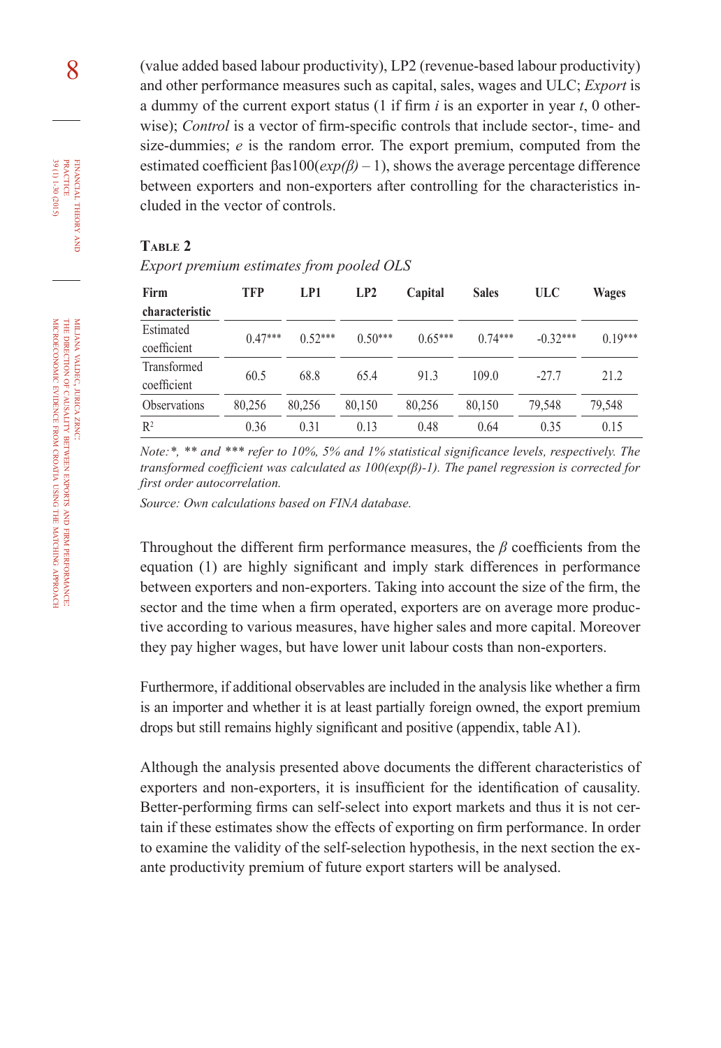(value added based labour productivity), LP2 (revenue-based labour productivity) and other performance measures such as capital, sales, wages and ULC; *Export* is a dummy of the current export status (1 if firm $i$ is an exporter in year $t$, 0 otherwise); *Control* is a vector of firm-specific controls that include sector-, time- and size-dummies; $e$ is the random error. The export premium, computed from the estimated coefficient βas100($exp(\beta) - 1$), shows the average percentage difference between exporters and non-exporters after controlling for the characteristics included in the vector of controls.

**Table 2**

*Export premium estimates from pooled OLS*

| Firm characteristic | TFP | LP1 | LP2 | Capital | Sales | ULC | Wages |
|---|---|---|---|---|---|---|---|
| Estimated coefficient | 0.47*** | 0.52*** | 0.50*** | 0.65*** | 0.74*** | -0.32*** | 0.19*** |
| Transformed coefficient | 60.5 | 68.8 | 65.4 | 91.3 | 109.0 | -27.7 | 21.2 |
| Observations | 80,256 | 80,256 | 80,150 | 80,256 | 80,150 | 79,548 | 79,548 |
| $R^2$ | 0.36 | 0.31 | 0.13 | 0.48 | 0.64 | 0.35 | 0.15 |

*Note:\*, \*\* and \*\*\* refer to 10%, 5% and 1% statistical significance levels, respectively. The transformed coefficient was calculated as 100(exp(β)-1). The panel regression is corrected for first order autocorrelation.*

*Source: Own calculations based on FINA database.*

Throughout the different firm performance measures, the $\beta$ coefficients from the equation (1) are highly significant and imply stark differences in performance between exporters and non-exporters. Taking into account the size of the firm, the sector and the time when a firm operated, exporters are on average more productive according to various measures, have higher sales and more capital. Moreover they pay higher wages, but have lower unit labour costs than non-exporters.

Furthermore, if additional observables are included in the analysis like whether a firm is an importer and whether it is at least partially foreign owned, the export premium drops but still remains highly significant and positive (appendix, table A1).

Although the analysis presented above documents the different characteristics of exporters and non-exporters, it is insufficient for the identification of causality. Better-performing firms can self-select into export markets and thus it is not certain if these estimates show the effects of exporting on firm performance. In order to examine the validity of the self-selection hypothesis, in the next section the ex-ante productivity premium of future export starters will be analysed.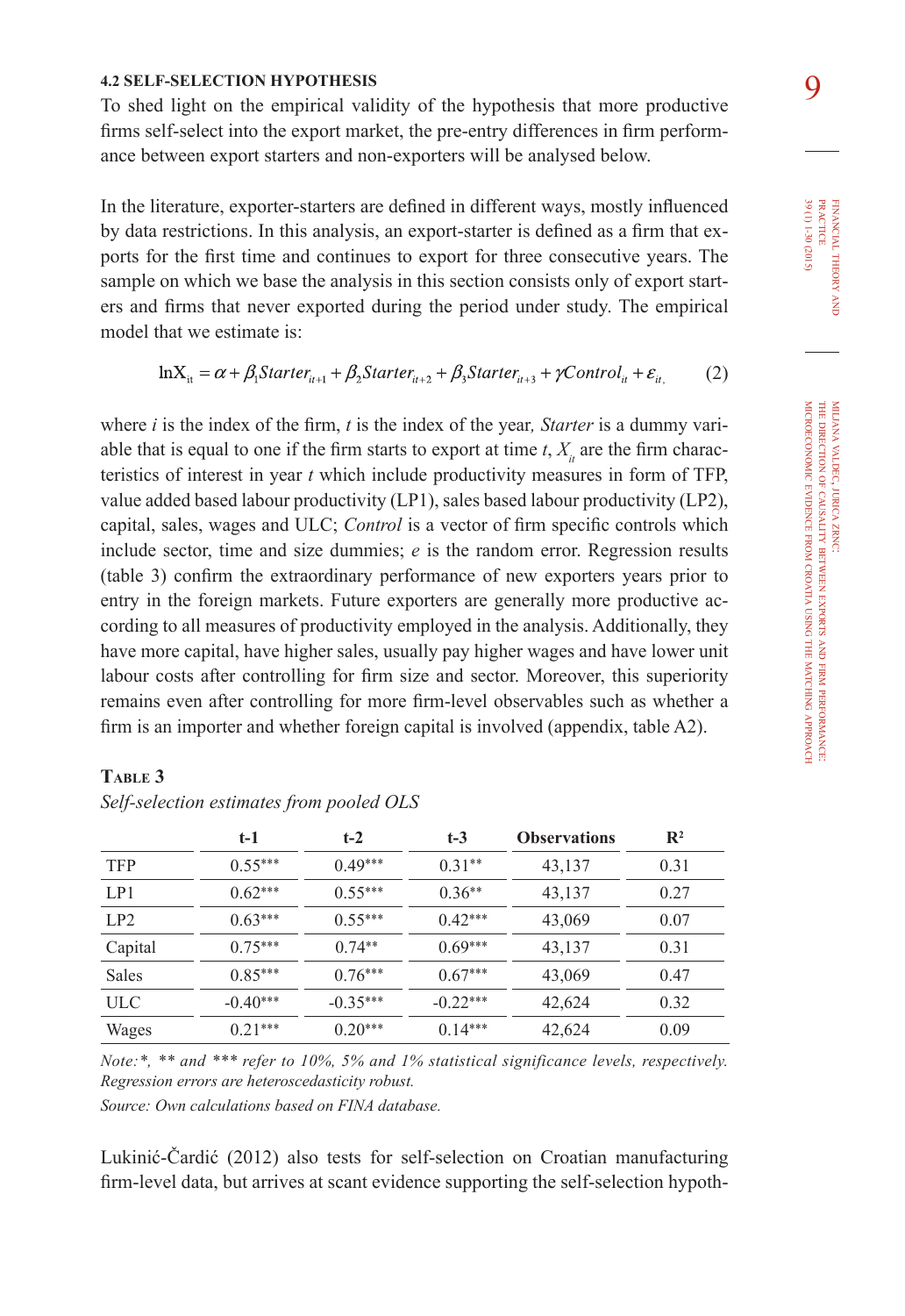### 4.2 SELF-SELECTION HYPOTHESIS

To shed light on the empirical validity of the hypothesis that more productive firms self-select into the export market, the pre-entry differences in firm performance between export starters and non-exporters will be analysed below.

In the literature, exporter-starters are defined in different ways, mostly influenced by data restrictions. In this analysis, an export-starter is defined as a firm that exports for the first time and continues to export for three consecutive years. The sample on which we base the analysis in this section consists only of export starters and firms that never exported during the period under study. The empirical model that we estimate is:

$$\ln X_{it} = \alpha + \beta_1 Starter_{it+1} + \beta_2 Starter_{it+2} + \beta_3 Starter_{it+3} + \gamma Control_{it} + \varepsilon_{it}, \qquad (2)$$

where $i$ is the index of the firm, $t$ is the index of the year, *Starter* is a dummy variable that is equal to one if the firm starts to export at time $t$, $X_{it}$ are the firm characteristics of interest in year $t$ which include productivity measures in form of TFP, value added based labour productivity (LP1), sales based labour productivity (LP2), capital, sales, wages and ULC; *Control* is a vector of firm specific controls which include sector, time and size dummies; $e$ is the random error. Regression results (table 3) confirm the extraordinary performance of new exporters years prior to entry in the foreign markets. Future exporters are generally more productive according to all measures of productivity employed in the analysis. Additionally, they have more capital, have higher sales, usually pay higher wages and have lower unit labour costs after controlling for firm size and sector. Moreover, this superiority remains even after controlling for more firm-level observables such as whether a firm is an importer and whether foreign capital is involved (appendix, table A2).

**Table 3**

*Self-selection estimates from pooled OLS*

| | t-1 | t-2 | t-3 | Observations | $R^2$ |
|---|---|---|---|---|---|
| TFP | 0.55*** | 0.49*** | 0.31** | 43,137 | 0.31 |
| LP1 | 0.62*** | 0.55*** | 0.36** | 43,137 | 0.27 |
| LP2 | 0.63*** | 0.55*** | 0.42*** | 43,069 | 0.07 |
| Capital | 0.75*** | 0.74** | 0.69*** | 43,137 | 0.31 |
| Sales | 0.85*** | 0.76*** | 0.67*** | 43,069 | 0.47 |
| ULC | -0.40*** | -0.35*** | -0.22*** | 42,624 | 0.32 |
| Wages | 0.21*** | 0.20*** | 0.14*** | 42,624 | 0.09 |

*Note:*, ** and *** refer to 10%, 5% and 1% statistical significance levels, respectively. Regression errors are heteroscedasticity robust.*

*Source: Own calculations based on FINA database.*

Lukinić-Čardić (2012) also tests for self-selection on Croatian manufacturing firm-level data, but arrives at scant evidence supporting the self-selection hypoth-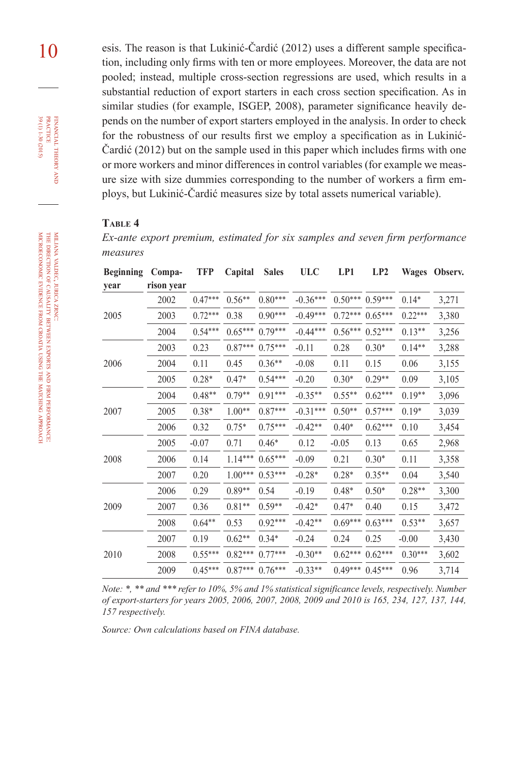esis. The reason is that Lukinić-Čardić (2012) uses a different sample specification, including only firms with ten or more employees. Moreover, the data are not pooled; instead, multiple cross-section regressions are used, which results in a substantial reduction of export starters in each cross section specification. As in similar studies (for example, ISGEP, 2008), parameter significance heavily depends on the number of export starters employed in the analysis. In order to check for the robustness of our results first we employ a specification as in Lukinić-Čardić (2012) but on the sample used in this paper which includes firms with one or more workers and minor differences in control variables (for example we measure size with size dummies corresponding to the number of workers a firm employs, but Lukinić-Čardić measures size by total assets numerical variable).

**Table 4**

*Ex-ante export premium, estimated for six samples and seven firm performance measures*

| Beginning year | Comparison year | TFP | Capital | Sales | ULC | LP1 | LP2 | Wages | Observ. |
|---|---|---|---|---|---|---|---|---|---|
| 2005 | 2002 | 0.47*** | 0.56** | 0.80*** | -0.36*** | 0.50*** | 0.59*** | 0.14* | 3,271 |
| | 2003 | 0.72*** | 0.38 | 0.90*** | -0.49*** | 0.72*** | 0.65*** | 0.22*** | 3,380 |
| | 2004 | 0.54*** | 0.65*** | 0.79*** | -0.44*** | 0.56*** | 0.52*** | 0.13** | 3,256 |
| 2006 | 2003 | 0.23 | 0.87*** | 0.75*** | -0.11 | 0.28 | 0.30* | 0.14** | 3,288 |
| | 2004 | 0.11 | 0.45 | 0.36** | -0.08 | 0.11 | 0.15 | 0.06 | 3,155 |
| | 2005 | 0.28* | 0.47* | 0.54*** | -0.20 | 0.30* | 0.29** | 0.09 | 3,105 |
| 2007 | 2004 | 0.48** | 0.79** | 0.91*** | -0.35** | 0.55** | 0.62*** | 0.19** | 3,096 |
| | 2005 | 0.38* | 1.00** | 0.87*** | -0.31*** | 0.50** | 0.57*** | 0.19* | 3,039 |
| | 2006 | 0.32 | 0.75* | 0.75*** | -0.42** | 0.40* | 0.62*** | 0.10 | 3,454 |
| 2008 | 2005 | -0.07 | 0.71 | 0.46* | 0.12 | -0.05 | 0.13 | 0.65 | 2,968 |
| | 2006 | 0.14 | 1.14*** | 0.65*** | -0.09 | 0.21 | 0.30* | 0.11 | 3,358 |
| | 2007 | 0.20 | 1.00*** | 0.53*** | -0.28* | 0.28* | 0.35** | 0.04 | 3,540 |
| 2009 | 2006 | 0.29 | 0.89** | 0.54 | -0.19 | 0.48* | 0.50* | 0.28** | 3,300 |
| | 2007 | 0.36 | 0.81** | 0.59** | -0.42* | 0.47* | 0.40 | 0.15 | 3,472 |
| | 2008 | 0.64** | 0.53 | 0.92*** | -0.42** | 0.69*** | 0.63*** | 0.53** | 3,657 |
| 2010 | 2007 | 0.19 | 0.62** | 0.34* | -0.24 | 0.24 | 0.25 | -0.00 | 3,430 |
| | 2008 | 0.55*** | 0.82*** | 0.77*** | -0.30** | 0.62*** | 0.62*** | 0.30*** | 3,602 |
| | 2009 | 0.45*** | 0.87*** | 0.76*** | -0.33** | 0.49*** | 0.45*** | 0.96 | 3,714 |

*Note: *, ** and *** refer to 10%, 5% and 1% statistical significance levels, respectively. Number of export-starters for years 2005, 2006, 2007, 2008, 2009 and 2010 is 165, 234, 127, 137, 144, 157 respectively.*

*Source: Own calculations based on FINA database.*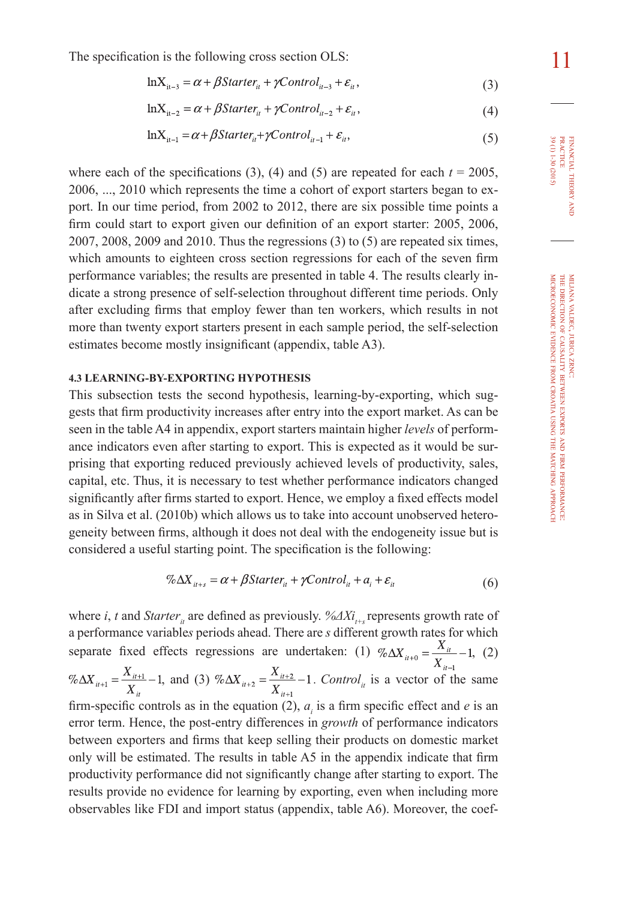The specification is the following cross section OLS:

$$\ln X_{it-3} = \alpha + \beta Starter_{it} + \gamma Control_{it-3} + \varepsilon_{it}, \tag{3}$$

$$\ln X_{it-2} = \alpha + \beta Starter_{it} + \gamma Control_{it-2} + \varepsilon_{it}, \tag{4}$$

$$\ln X_{it-1} = \alpha + \beta Starter_{it} + \gamma Control_{it-1} + \varepsilon_{it}, \tag{5}$$

where each of the specifications (3), (4) and (5) are repeated for each $t$ = 2005, 2006, ..., 2010 which represents the time a cohort of export starters began to export. In our time period, from 2002 to 2012, there are six possible time points a firm could start to export given our definition of an export starter: 2005, 2006, 2007, 2008, 2009 and 2010. Thus the regressions (3) to (5) are repeated six times, which amounts to eighteen cross section regressions for each of the seven firm performance variables; the results are presented in table 4. The results clearly indicate a strong presence of self-selection throughout different time periods. Only after excluding firms that employ fewer than ten workers, which results in not more than twenty export starters present in each sample period, the self-selection estimates become mostly insignificant (appendix, table A3).

### 4.3 LEARNING-BY-EXPORTING HYPOTHESIS

This subsection tests the second hypothesis, learning-by-exporting, which suggests that firm productivity increases after entry into the export market. As can be seen in the table A4 in appendix, export starters maintain higher *levels* of performance indicators even after starting to export. This is expected as it would be surprising that exporting reduced previously achieved levels of productivity, sales, capital, etc. Thus, it is necessary to test whether performance indicators changed significantly after firms started to export. Hence, we employ a fixed effects model as in Silva et al. (2010b) which allows us to take into account unobserved heterogeneity between firms, although it does not deal with the endogeneity issue but is considered a useful starting point. The specification is the following:

$$\%\Delta X_{it+s} = \alpha + \beta Starter_{it} + \gamma Control_{it} + a_i + \varepsilon_{it} \tag{6}$$

where $i$, $t$ and $Starter_{it}$ are defined as previously. $\%\Delta Xi_{t+s}$ represents growth rate of a performance variable*s* periods ahead. There are $s$ different growth rates for which separate fixed effects regressions are undertaken: (1) $\%\Delta X_{it+0} = \frac{X_{it}}{X_{it-1}} - 1$, (2) $\%\Delta X_{it+1} = \frac{X_{it+1}}{X_{it}} - 1$, and (3) $\%\Delta X_{it+2} = \frac{X_{it+2}}{X_{it+1}} - 1$. $Control_{it}$ is a vector of the same firm-specific controls as in the equation (2), $a_i$ is a firm specific effect and $e$ is an error term. Hence, the post-entry differences in *growth* of performance indicators between exporters and firms that keep selling their products on domestic market only will be estimated. The results in table A5 in the appendix indicate that firm productivity performance did not significantly change after starting to export. The results provide no evidence for learning by exporting, even when including more observables like FDI and import status (appendix, table A6). Moreover, the coef-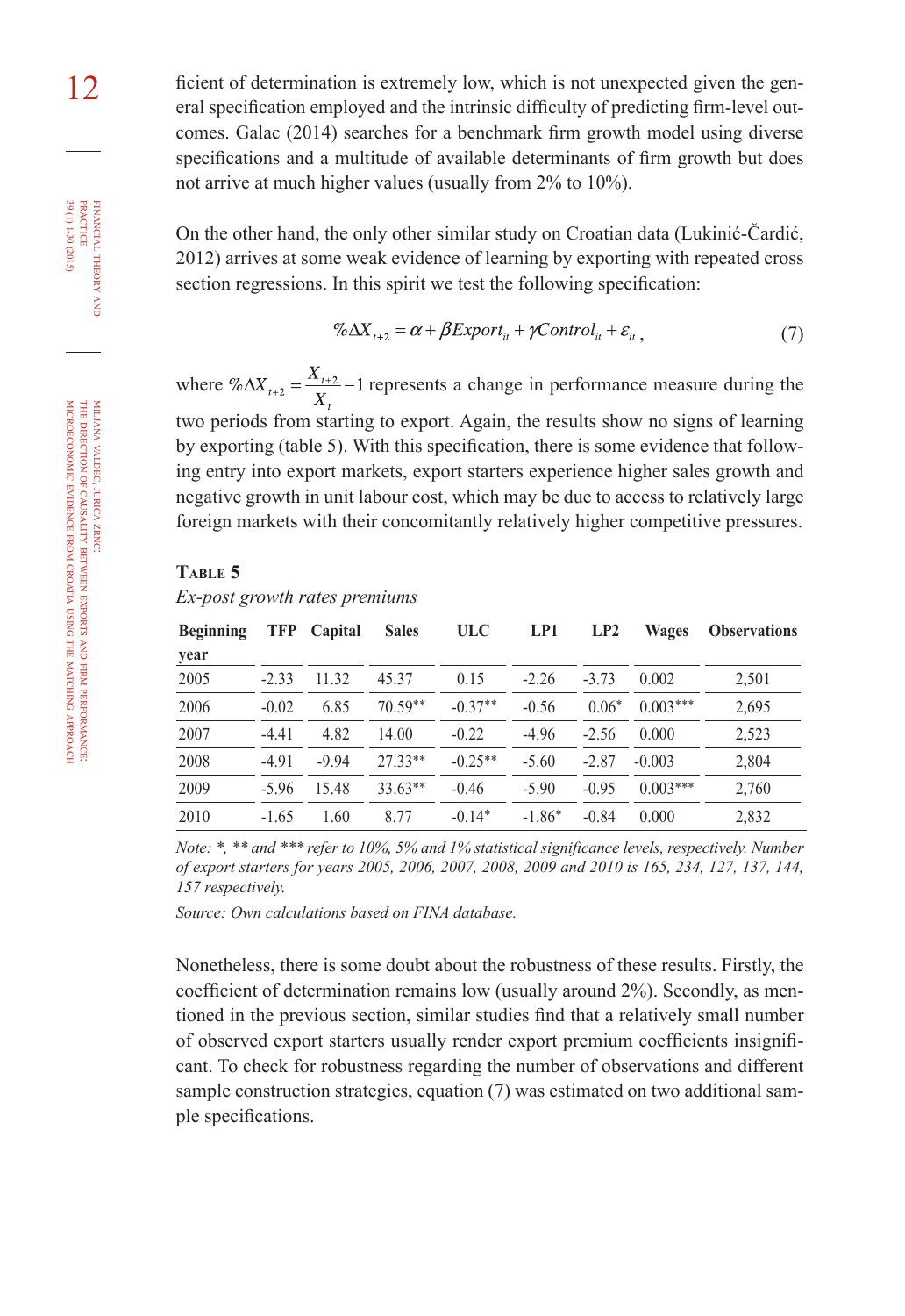ficient of determination is extremely low, which is not unexpected given the general specification employed and the intrinsic difficulty of predicting firm-level outcomes. Galac (2014) searches for a benchmark firm growth model using diverse specifications and a multitude of available determinants of firm growth but does not arrive at much higher values (usually from 2% to 10%).

On the other hand, the only other similar study on Croatian data (Lukinić-Čardić, 2012) arrives at some weak evidence of learning by exporting with repeated cross section regressions. In this spirit we test the following specification:

$$\%\Delta X_{t+2} = \alpha + \beta Export_{it} + \gamma Control_{it} + \varepsilon_{it}, \tag{7}$$

where $\%\Delta X_{t+2} = \frac{X_{t+2}}{X_t} - 1$ represents a change in performance measure during the two periods from starting to export. Again, the results show no signs of learning by exporting (table 5). With this specification, there is some evidence that following entry into export markets, export starters experience higher sales growth and negative growth in unit labour cost, which may be due to access to relatively large foreign markets with their concomitantly relatively higher competitive pressures.

**Table 5**

*Ex-post growth rates premiums*

| Beginning year | TFP | Capital | Sales | ULC | LP1 | LP2 | Wages | Observations |
|---|---|---|---|---|---|---|---|---|
| 2005 | -2.33 | 11.32 | 45.37 | 0.15 | -2.26 | -3.73 | 0.002 | 2,501 |
| 2006 | -0.02 | 6.85 | 70.59** | -0.37** | -0.56 | 0.06* | 0.003*** | 2,695 |
| 2007 | -4.41 | 4.82 | 14.00 | -0.22 | -4.96 | -2.56 | 0.000 | 2,523 |
| 2008 | -4.91 | -9.94 | 27.33** | -0.25** | -5.60 | -2.87 | -0.003 | 2,804 |
| 2009 | -5.96 | 15.48 | 33.63** | -0.46 | -5.90 | -0.95 | 0.003*** | 2,760 |
| 2010 | -1.65 | 1.60 | 8.77 | -0.14* | -1.86* | -0.84 | 0.000 | 2,832 |

*Note: *, ** and *** refer to 10%, 5% and 1% statistical significance levels, respectively. Number of export starters for years 2005, 2006, 2007, 2008, 2009 and 2010 is 165, 234, 127, 137, 144, 157 respectively.*

*Source: Own calculations based on FINA database.*

Nonetheless, there is some doubt about the robustness of these results. Firstly, the coefficient of determination remains low (usually around 2%). Secondly, as mentioned in the previous section, similar studies find that a relatively small number of observed export starters usually render export premium coefficients insignificant. To check for robustness regarding the number of observations and different sample construction strategies, equation (7) was estimated on two additional sample specifications.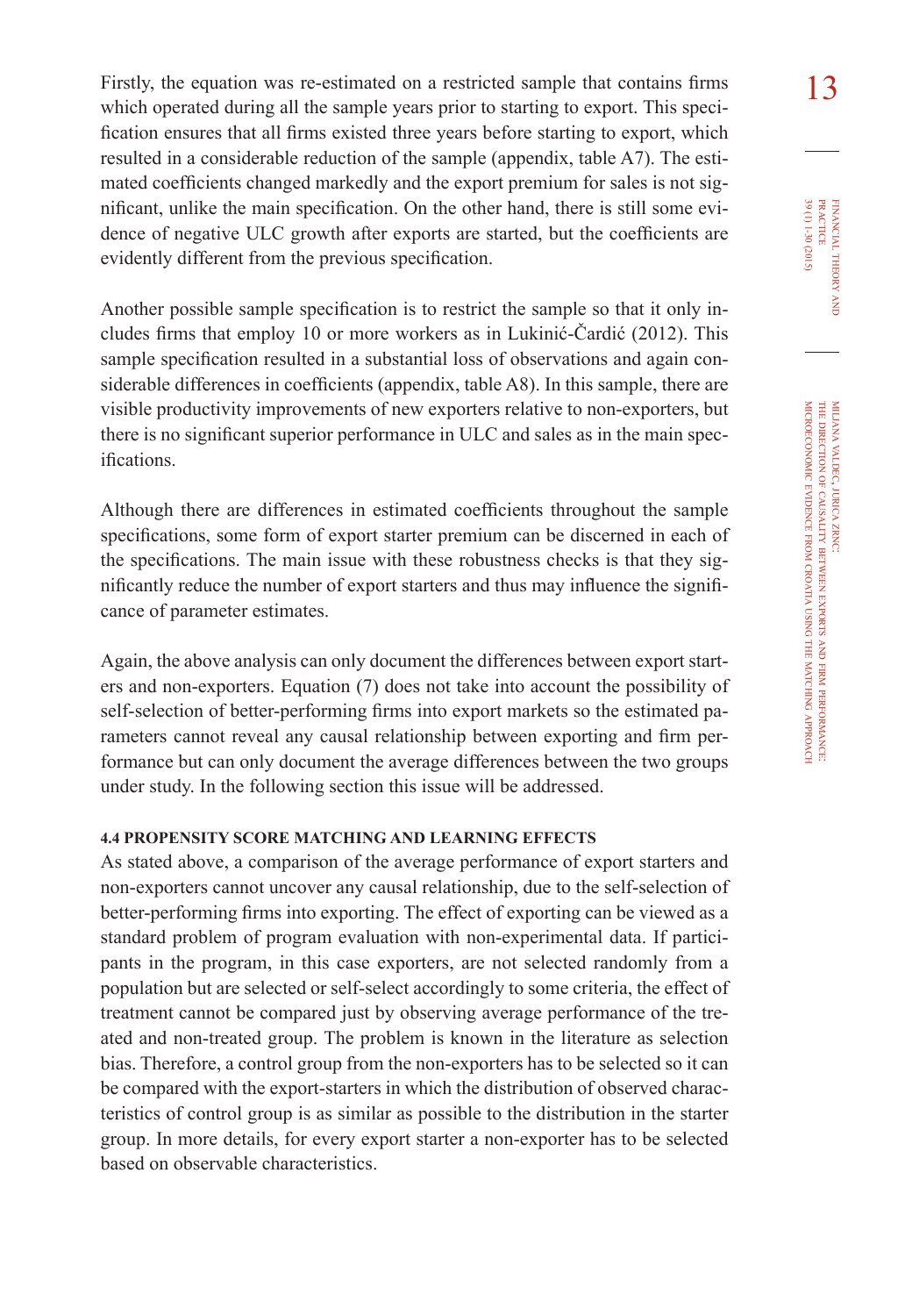Firstly, the equation was re-estimated on a restricted sample that contains firms which operated during all the sample years prior to starting to export. This specification ensures that all firms existed three years before starting to export, which resulted in a considerable reduction of the sample (appendix, table A7). The estimated coefficients changed markedly and the export premium for sales is not significant, unlike the main specification. On the other hand, there is still some evidence of negative ULC growth after exports are started, but the coefficients are evidently different from the previous specification.

Another possible sample specification is to restrict the sample so that it only includes firms that employ 10 or more workers as in Lukinić-Čardić (2012). This sample specification resulted in a substantial loss of observations and again considerable differences in coefficients (appendix, table A8). In this sample, there are visible productivity improvements of new exporters relative to non-exporters, but there is no significant superior performance in ULC and sales as in the main specifications.

Although there are differences in estimated coefficients throughout the sample specifications, some form of export starter premium can be discerned in each of the specifications. The main issue with these robustness checks is that they significantly reduce the number of export starters and thus may influence the significance of parameter estimates.

Again, the above analysis can only document the differences between export starters and non-exporters. Equation (7) does not take into account the possibility of self-selection of better-performing firms into export markets so the estimated parameters cannot reveal any causal relationship between exporting and firm performance but can only document the average differences between the two groups under study. In the following section this issue will be addressed.

#### 4.4 PROPENSITY SCORE MATCHING AND LEARNING EFFECTS

As stated above, a comparison of the average performance of export starters and non-exporters cannot uncover any causal relationship, due to the self-selection of better-performing firms into exporting. The effect of exporting can be viewed as a standard problem of program evaluation with non-experimental data. If participants in the program, in this case exporters, are not selected randomly from a population but are selected or self-select accordingly to some criteria, the effect of treatment cannot be compared just by observing average performance of the treated and non-treated group. The problem is known in the literature as selection bias. Therefore, a control group from the non-exporters has to be selected so it can be compared with the export-starters in which the distribution of observed characteristics of control group is as similar as possible to the distribution in the starter group. In more details, for every export starter a non-exporter has to be selected based on observable characteristics.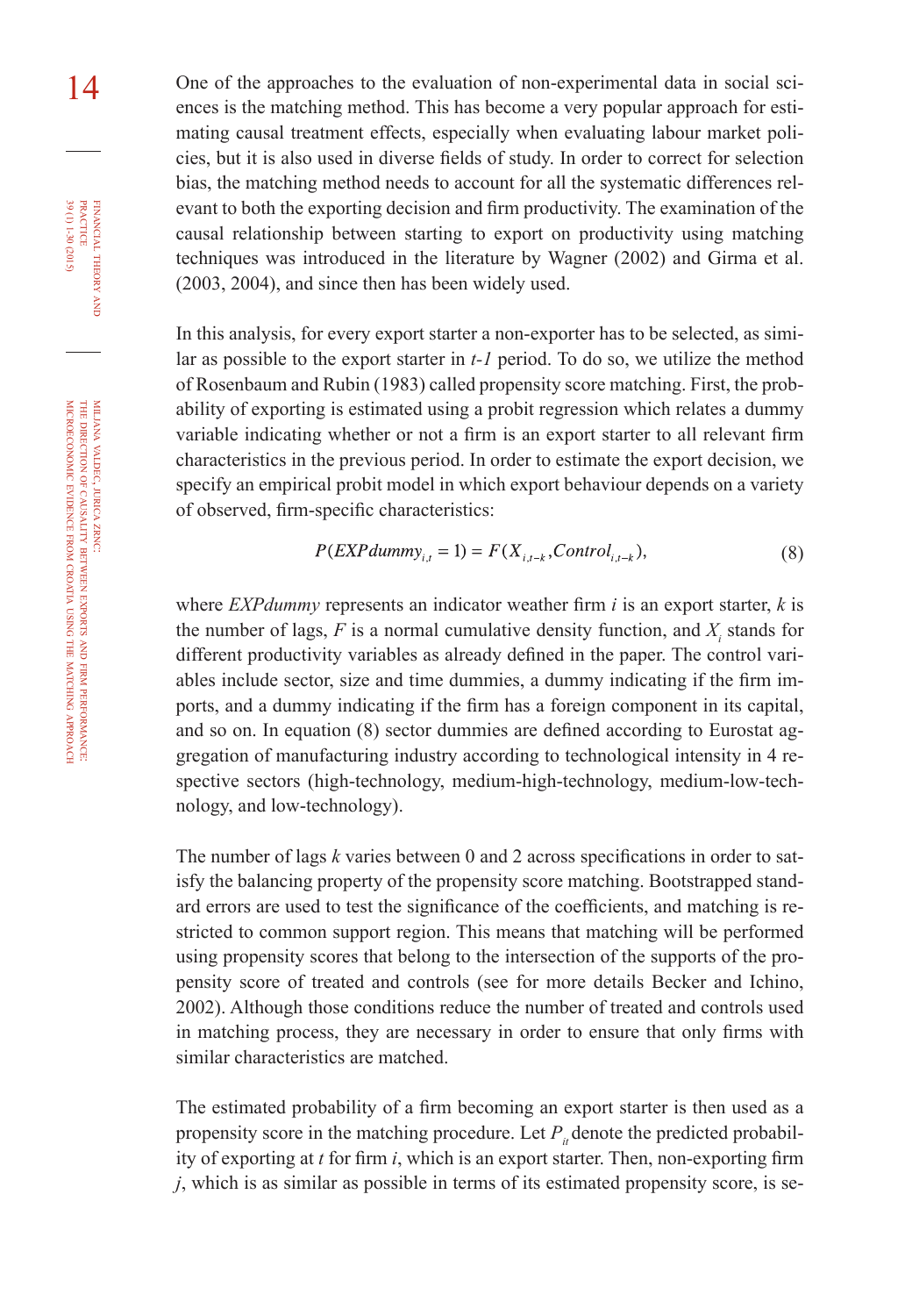One of the approaches to the evaluation of non-experimental data in social sciences is the matching method. This has become a very popular approach for estimating causal treatment effects, especially when evaluating labour market policies, but it is also used in diverse fields of study. In order to correct for selection bias, the matching method needs to account for all the systematic differences relevant to both the exporting decision and firm productivity. The examination of the causal relationship between starting to export on productivity using matching techniques was introduced in the literature by Wagner (2002) and Girma et al. (2003, 2004), and since then has been widely used.

In this analysis, for every export starter a non-exporter has to be selected, as similar as possible to the export starter in *t-1* period. To do so, we utilize the method of Rosenbaum and Rubin (1983) called propensity score matching. First, the probability of exporting is estimated using a probit regression which relates a dummy variable indicating whether or not a firm is an export starter to all relevant firm characteristics in the previous period. In order to estimate the export decision, we specify an empirical probit model in which export behaviour depends on a variety of observed, firm-specific characteristics:

$$P(EXPdummy_{i,t} = 1) = F(X_{i,t-k}, Control_{i,t-k}), \tag{8}$$

where *EXPdummy* represents an indicator weather firm $i$ is an export starter, $k$ is the number of lags, $F$ is a normal cumulative density function, and $X_i$ stands for different productivity variables as already defined in the paper. The control variables include sector, size and time dummies, a dummy indicating if the firm imports, and a dummy indicating if the firm has a foreign component in its capital, and so on. In equation (8) sector dummies are defined according to Eurostat aggregation of manufacturing industry according to technological intensity in 4 respective sectors (high-technology, medium-high-technology, medium-low-technology, and low-technology).

The number of lags $k$ varies between 0 and 2 across specifications in order to satisfy the balancing property of the propensity score matching. Bootstrapped standard errors are used to test the significance of the coefficients, and matching is restricted to common support region. This means that matching will be performed using propensity scores that belong to the intersection of the supports of the propensity score of treated and controls (see for more details Becker and Ichino, 2002). Although those conditions reduce the number of treated and controls used in matching process, they are necessary in order to ensure that only firms with similar characteristics are matched.

The estimated probability of a firm becoming an export starter is then used as a propensity score in the matching procedure. Let $P_{it}$ denote the predicted probability of exporting at $t$ for firm $i$, which is an export starter. Then, non-exporting firm $j$, which is as similar as possible in terms of its estimated propensity score, is se-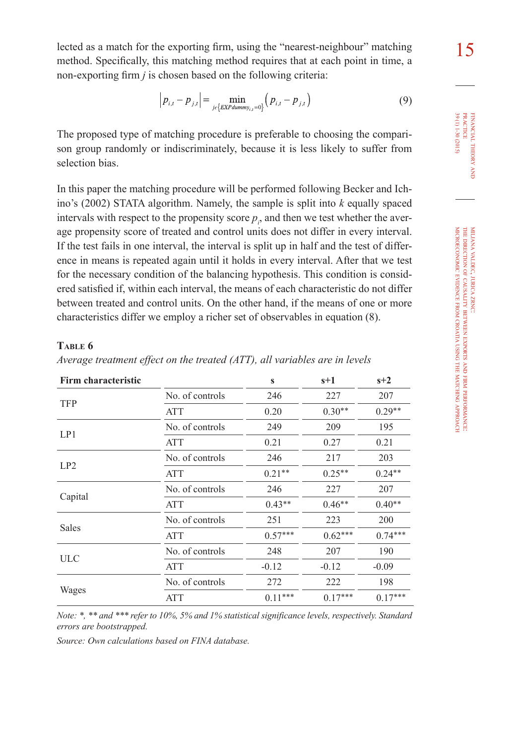lected as a match for the exporting firm, using the "nearest-neighbour" matching method. Specifically, this matching method requires that at each point in time, a non-exporting firm $j$ is chosen based on the following criteria:

$$\left| p_{i,t} - p_{j,t} \right| = \min_{j \in \{EXPdummy_{i,t}=0\}} \left( p_{i,t} - p_{j,t} \right) \tag{9}$$

The proposed type of matching procedure is preferable to choosing the comparison group randomly or indiscriminately, because it is less likely to suffer from selection bias.

In this paper the matching procedure will be performed following Becker and Ichino's (2002) STATA algorithm. Namely, the sample is split into $k$ equally spaced intervals with respect to the propensity score $p_i$, and then we test whether the average propensity score of treated and control units does not differ in every interval. If the test fails in one interval, the interval is split up in half and the test of difference in means is repeated again until it holds in every interval. After that we test for the necessary condition of the balancing hypothesis. This condition is considered satisfied if, within each interval, the means of each characteristic do not differ between treated and control units. On the other hand, if the means of one or more characteristics differ we employ a richer set of observables in equation (8).

**Table 6**

*Average treatment effect on the treated (ATT), all variables are in levels*

| Firm characteristic | | s | s+1 | s+2 |
|---|---|---|---|---|
| TFP | No. of controls | 246 | 227 | 207 |
| | ATT | 0.20 | 0.30** | 0.29** |
| LP1 | No. of controls | 249 | 209 | 195 |
| | ATT | 0.21 | 0.27 | 0.21 |
| LP2 | No. of controls | 246 | 217 | 203 |
| | ATT | 0.21** | 0.25** | 0.24** |
| Capital | No. of controls | 246 | 227 | 207 |
| | ATT | 0.43** | 0.46** | 0.40** |
| Sales | No. of controls | 251 | 223 | 200 |
| | ATT | 0.57*** | 0.62*** | 0.74*** |
| ULC | No. of controls | 248 | 207 | 190 |
| | ATT | -0.12 | -0.12 | -0.09 |
| Wages | No. of controls | 272 | 222 | 198 |
| | ATT | 0.11*** | 0.17*** | 0.17*** |

*Note: *, ** and *** refer to 10%, 5% and 1% statistical significance levels, respectively. Standard errors are bootstrapped.*

*Source: Own calculations based on FINA database.*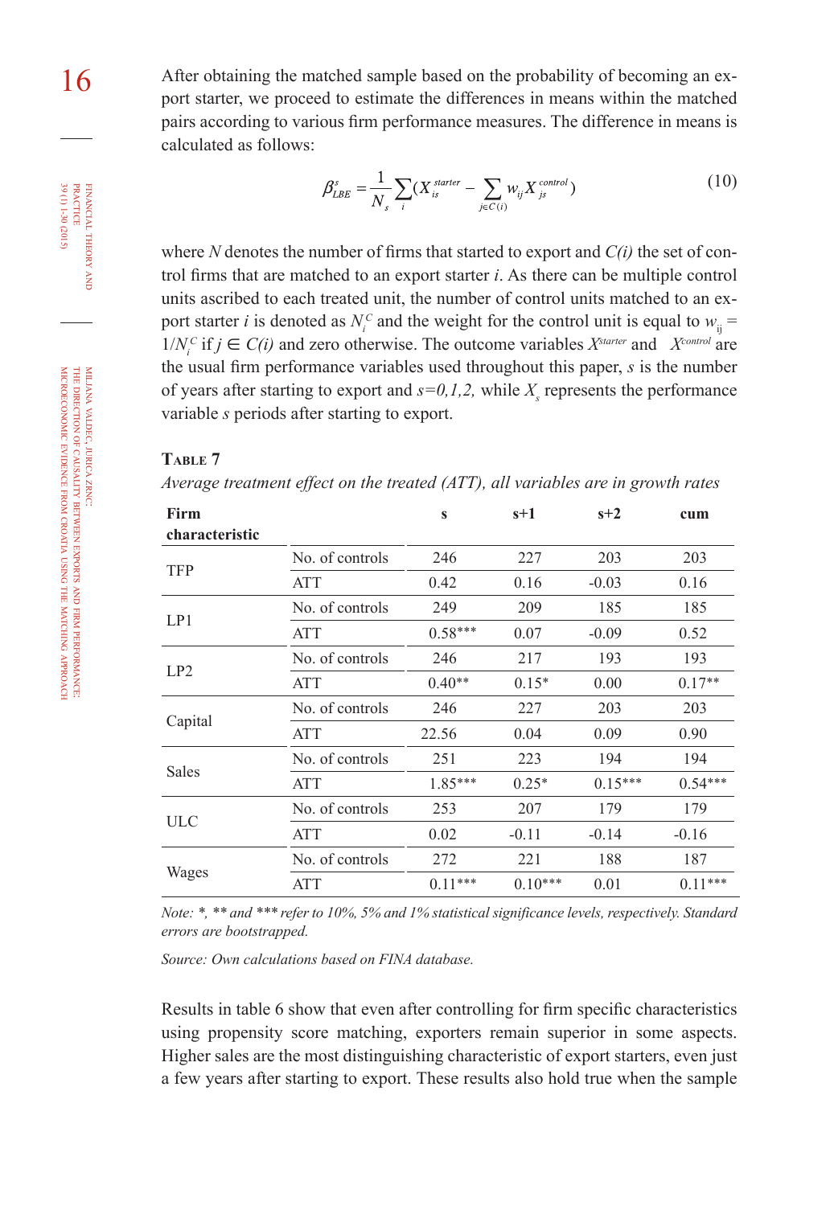After obtaining the matched sample based on the probability of becoming an export starter, we proceed to estimate the differences in means within the matched pairs according to various firm performance measures. The difference in means is calculated as follows:

$$\beta^{s}_{LBE} = \frac{1}{N_s}\sum_{i}(X^{starter}_{is} - \sum_{j \in C(i)} w_{ij} X^{control}_{js}) \tag{10}$$

where $N$ denotes the number of firms that started to export and $C(i)$ the set of control firms that are matched to an export starter $i$. As there can be multiple control units ascribed to each treated unit, the number of control units matched to an export starter $i$ is denoted as $N^C_i$ and the weight for the control unit is equal to $w_{ij} = 1/N^C_i$ if $j \in C(i)$ and zero otherwise. The outcome variables $X^{starter}$ and $X^{control}$ are the usual firm performance variables used throughout this paper, $s$ is the number of years after starting to export and $s=0,1,2,$ while $X_s$ represents the performance variable $s$ periods after starting to export.

**Table 7**

*Average treatment effect on the treated (ATT), all variables are in growth rates*

| Firm characteristic | | s | s+1 | s+2 | cum |
|---|---|---|---|---|---|
| TFP | No. of controls | 246 | 227 | 203 | 203 |
| | ATT | 0.42 | 0.16 | -0.03 | 0.16 |
| LP1 | No. of controls | 249 | 209 | 185 | 185 |
| | ATT | 0.58*** | 0.07 | -0.09 | 0.52 |
| LP2 | No. of controls | 246 | 217 | 193 | 193 |
| | ATT | 0.40** | 0.15* | 0.00 | 0.17** |
| Capital | No. of controls | 246 | 227 | 203 | 203 |
| | ATT | 22.56 | 0.04 | 0.09 | 0.90 |
| Sales | No. of controls | 251 | 223 | 194 | 194 |
| | ATT | 1.85*** | 0.25* | 0.15*** | 0.54*** |
| ULC | No. of controls | 253 | 207 | 179 | 179 |
| | ATT | 0.02 | -0.11 | -0.14 | -0.16 |
| Wages | No. of controls | 272 | 221 | 188 | 187 |
| | ATT | 0.11*** | 0.10*** | 0.01 | 0.11*** |

*Note: *, ** and *** refer to 10%, 5% and 1% statistical significance levels, respectively. Standard errors are bootstrapped.*

*Source: Own calculations based on FINA database.*

Results in table 6 show that even after controlling for firm specific characteristics using propensity score matching, exporters remain superior in some aspects. Higher sales are the most distinguishing characteristic of export starters, even just a few years after starting to export. These results also hold true when the sample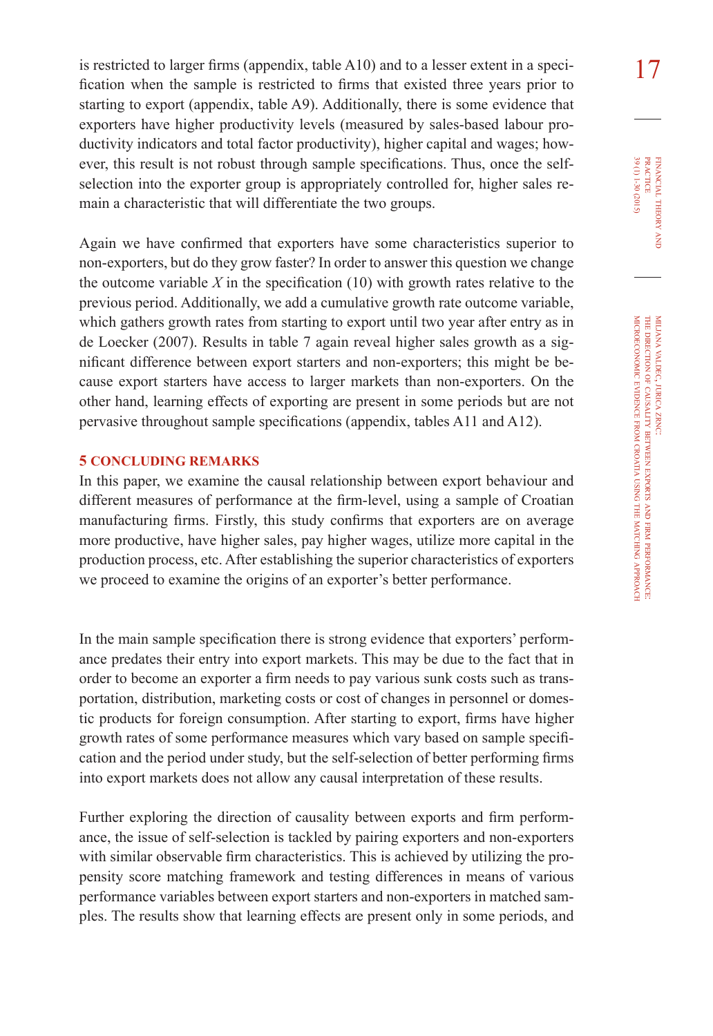is restricted to larger firms (appendix, table A10) and to a lesser extent in a specification when the sample is restricted to firms that existed three years prior to starting to export (appendix, table A9). Additionally, there is some evidence that exporters have higher productivity levels (measured by sales-based labour productivity indicators and total factor productivity), higher capital and wages; however, this result is not robust through sample specifications. Thus, once the self-selection into the exporter group is appropriately controlled for, higher sales remain a characteristic that will differentiate the two groups.

Again we have confirmed that exporters have some characteristics superior to non-exporters, but do they grow faster? In order to answer this question we change the outcome variable $X$ in the specification (10) with growth rates relative to the previous period. Additionally, we add a cumulative growth rate outcome variable, which gathers growth rates from starting to export until two year after entry as in de Loecker (2007). Results in table 7 again reveal higher sales growth as a significant difference between export starters and non-exporters; this might be because export starters have access to larger markets than non-exporters. On the other hand, learning effects of exporting are present in some periods but are not pervasive throughout sample specifications (appendix, tables A11 and A12).

## 5 CONCLUDING REMARKS

In this paper, we examine the causal relationship between export behaviour and different measures of performance at the firm-level, using a sample of Croatian manufacturing firms. Firstly, this study confirms that exporters are on average more productive, have higher sales, pay higher wages, utilize more capital in the production process, etc. After establishing the superior characteristics of exporters we proceed to examine the origins of an exporter's better performance.

In the main sample specification there is strong evidence that exporters' performance predates their entry into export markets. This may be due to the fact that in order to become an exporter a firm needs to pay various sunk costs such as transportation, distribution, marketing costs or cost of changes in personnel or domestic products for foreign consumption. After starting to export, firms have higher growth rates of some performance measures which vary based on sample specification and the period under study, but the self-selection of better performing firms into export markets does not allow any causal interpretation of these results.

Further exploring the direction of causality between exports and firm performance, the issue of self-selection is tackled by pairing exporters and non-exporters with similar observable firm characteristics. This is achieved by utilizing the propensity score matching framework and testing differences in means of various performance variables between export starters and non-exporters in matched samples. The results show that learning effects are present only in some periods, and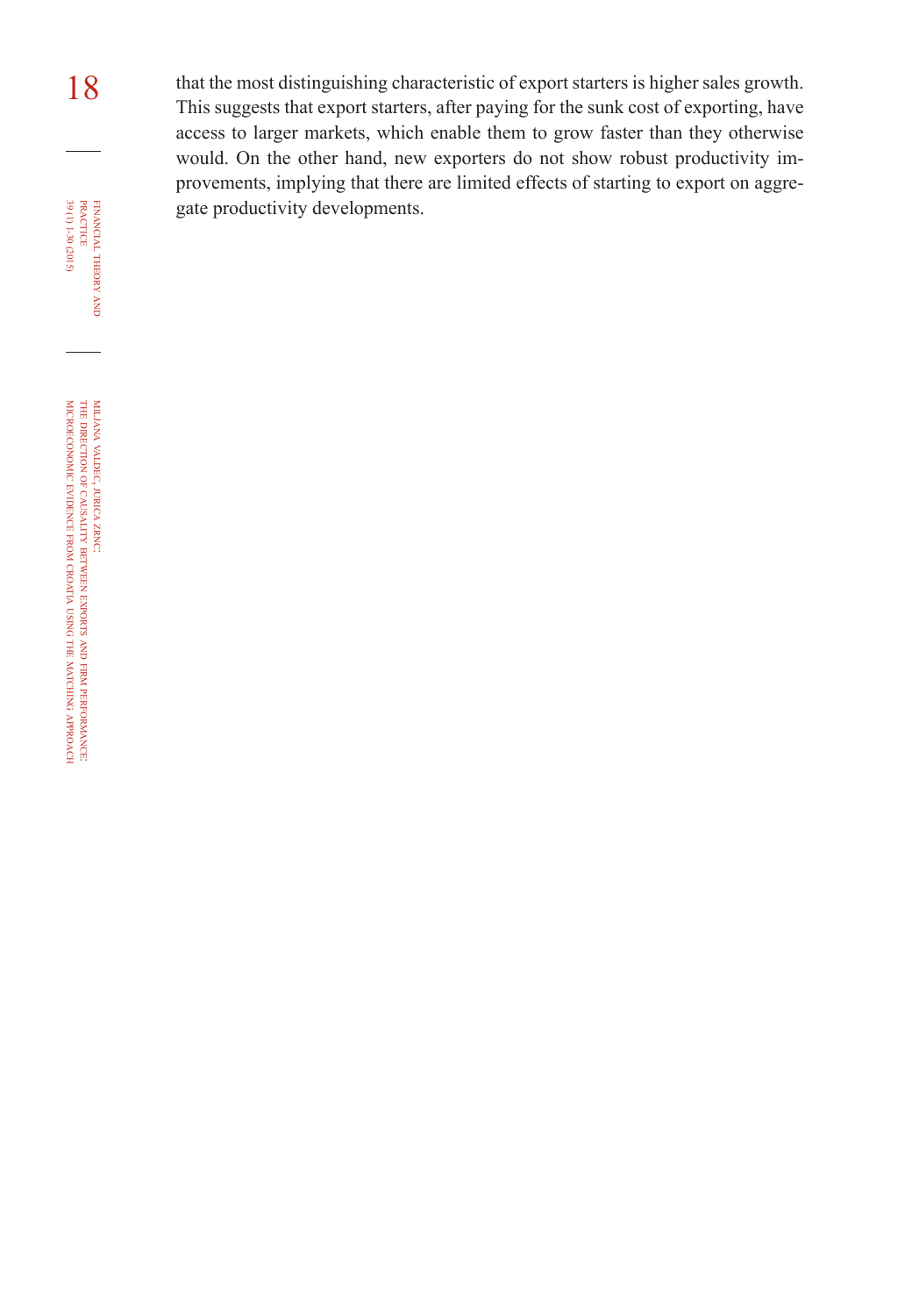that the most distinguishing characteristic of export starters is higher sales growth. This suggests that export starters, after paying for the sunk cost of exporting, have access to larger markets, which enable them to grow faster than they otherwise would. On the other hand, new exporters do not show robust productivity improvements, implying that there are limited effects of starting to export on aggregate productivity developments.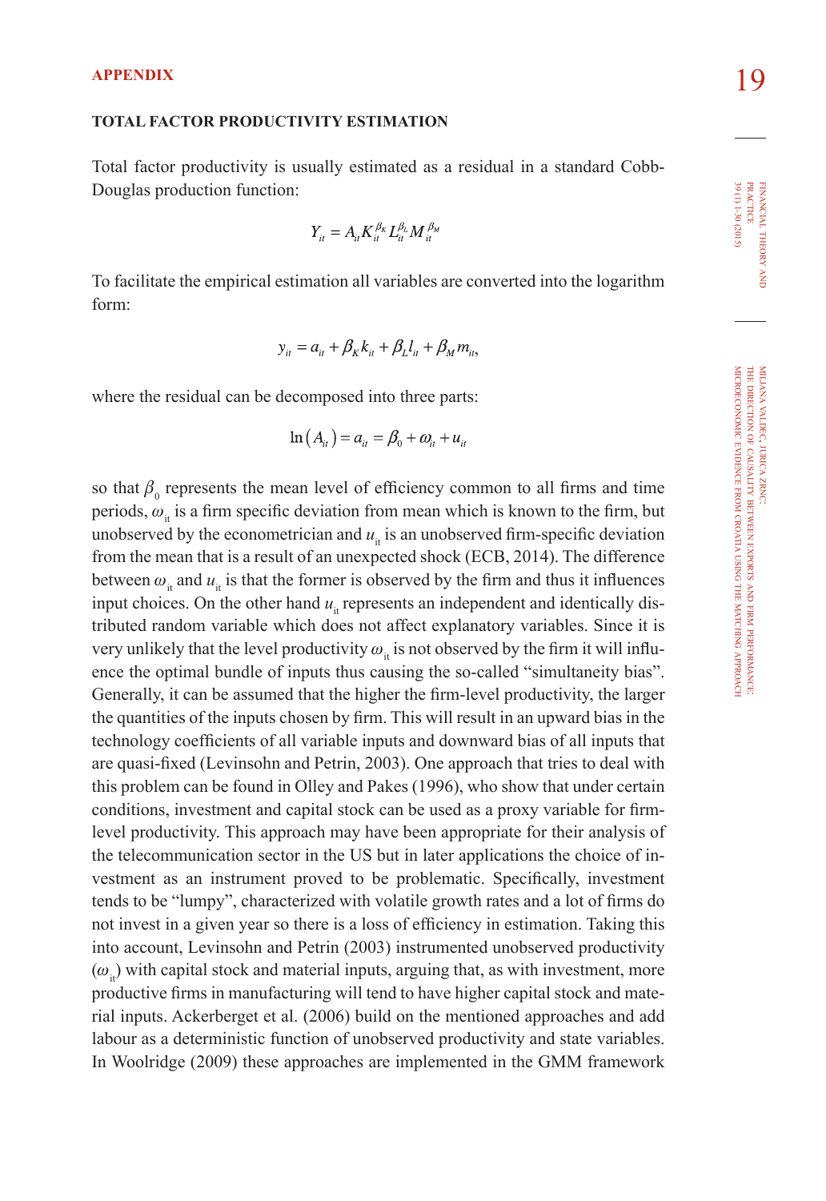## APPENDIX

### TOTAL FACTOR PRODUCTIVITY ESTIMATION

Total factor productivity is usually estimated as a residual in a standard Cobb-Douglas production function:

$$Y_{it} = A_{it} K_{it}^{\beta_K} L_{it}^{\beta_L} M_{it}^{\beta_M}$$

To facilitate the empirical estimation all variables are converted into the logarithm form:

$$y_{it} = a_{it} + \beta_K k_{it} + \beta_L l_{it} + \beta_M m_{it},$$

where the residual can be decomposed into three parts:

$$\ln(A_{it}) = a_{it} = \beta_0 + \omega_{it} + u_{it}$$

so that $\beta_0$ represents the mean level of efficiency common to all firms and time periods, $\omega_{it}$ is a firm specific deviation from mean which is known to the firm, but unobserved by the econometrician and $u_{it}$ is an unobserved firm-specific deviation from the mean that is a result of an unexpected shock (ECB, 2014). The difference between $\omega_{it}$ and $u_{it}$ is that the former is observed by the firm and thus it influences input choices. On the other hand $u_{it}$ represents an independent and identically distributed random variable which does not affect explanatory variables. Since it is very unlikely that the level productivity $\omega_{it}$ is not observed by the firm it will influence the optimal bundle of inputs thus causing the so-called "simultaneity bias". Generally, it can be assumed that the higher the firm-level productivity, the larger the quantities of the inputs chosen by firm. This will result in an upward bias in the technology coefficients of all variable inputs and downward bias of all inputs that are quasi-fixed (Levinsohn and Petrin, 2003). One approach that tries to deal with this problem can be found in Olley and Pakes (1996), who show that under certain conditions, investment and capital stock can be used as a proxy variable for firm-level productivity. This approach may have been appropriate for their analysis of the telecommunication sector in the US but in later applications the choice of investment as an instrument proved to be problematic. Specifically, investment tends to be "lumpy", characterized with volatile growth rates and a lot of firms do not invest in a given year so there is a loss of efficiency in estimation. Taking this into account, Levinsohn and Petrin (2003) instrumented unobserved productivity ($\omega_{it}$) with capital stock and material inputs, arguing that, as with investment, more productive firms in manufacturing will tend to have higher capital stock and material inputs. Ackerberget et al. (2006) build on the mentioned approaches and add labour as a deterministic function of unobserved productivity and state variables. In Woolridge (2009) these approaches are implemented in the GMM framework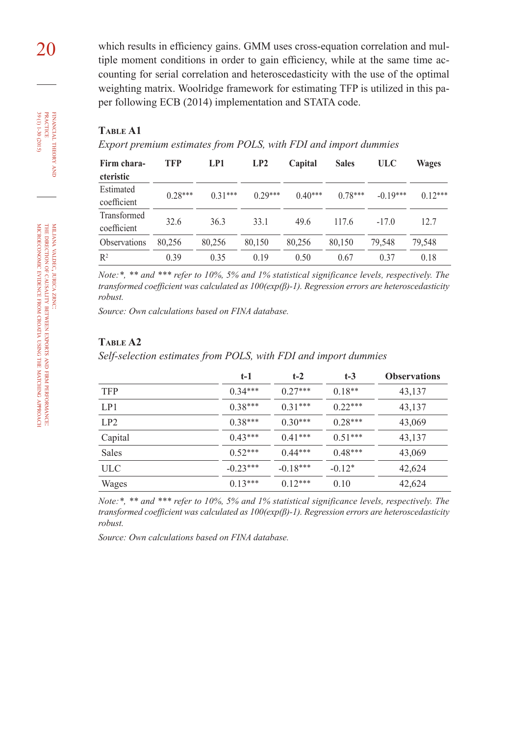which results in efficiency gains. GMM uses cross-equation correlation and multiple moment conditions in order to gain efficiency, while at the same time accounting for serial correlation and heteroscedasticity with the use of the optimal weighting matrix. Woolridge framework for estimating TFP is utilized in this paper following ECB (2014) implementation and STATA code.

**Table A1**

*Export premium estimates from POLS, with FDI and import dummies*

| Firm characteristic | TFP | LP1 | LP2 | Capital | Sales | ULC | Wages |
|---|---|---|---|---|---|---|---|
| Estimated coefficient | 0.28*** | 0.31*** | 0.29*** | 0.40*** | 0.78*** | -0.19*** | 0.12*** |
| Transformed coefficient | 32.6 | 36.3 | 33.1 | 49.6 | 117.6 | -17.0 | 12.7 |
| Observations | 80,256 | 80,256 | 80,150 | 80,256 | 80,150 | 79,548 | 79,548 |
| $R^2$ | 0.39 | 0.35 | 0.19 | 0.50 | 0.67 | 0.37 | 0.18 |

*Note:\*, \*\* and \*\*\* refer to 10%, 5% and 1% statistical significance levels, respectively. The transformed coefficient was calculated as 100(exp(β)-1). Regression errors are heteroscedasticity robust.*

*Source: Own calculations based on FINA database.*

**Table A2**

*Self-selection estimates from POLS, with FDI and import dummies*

| | t-1 | t-2 | t-3 | Observations |
|---|---|---|---|---|
| TFP | 0.34*** | 0.27*** | 0.18** | 43,137 |
| LP1 | 0.38*** | 0.31*** | 0.22*** | 43,137 |
| LP2 | 0.38*** | 0.30*** | 0.28*** | 43,069 |
| Capital | 0.43*** | 0.41*** | 0.51*** | 43,137 |
| Sales | 0.52*** | 0.44*** | 0.48*** | 43,069 |
| ULC | -0.23*** | -0.18*** | -0.12* | 42,624 |
| Wages | 0.13*** | 0.12*** | 0.10 | 42,624 |

*Note:\*, \*\* and \*\*\* refer to 10%, 5% and 1% statistical significance levels, respectively. The transformed coefficient was calculated as 100(exp(β)-1). Regression errors are heteroscedasticity robust.*

*Source: Own calculations based on FINA database.*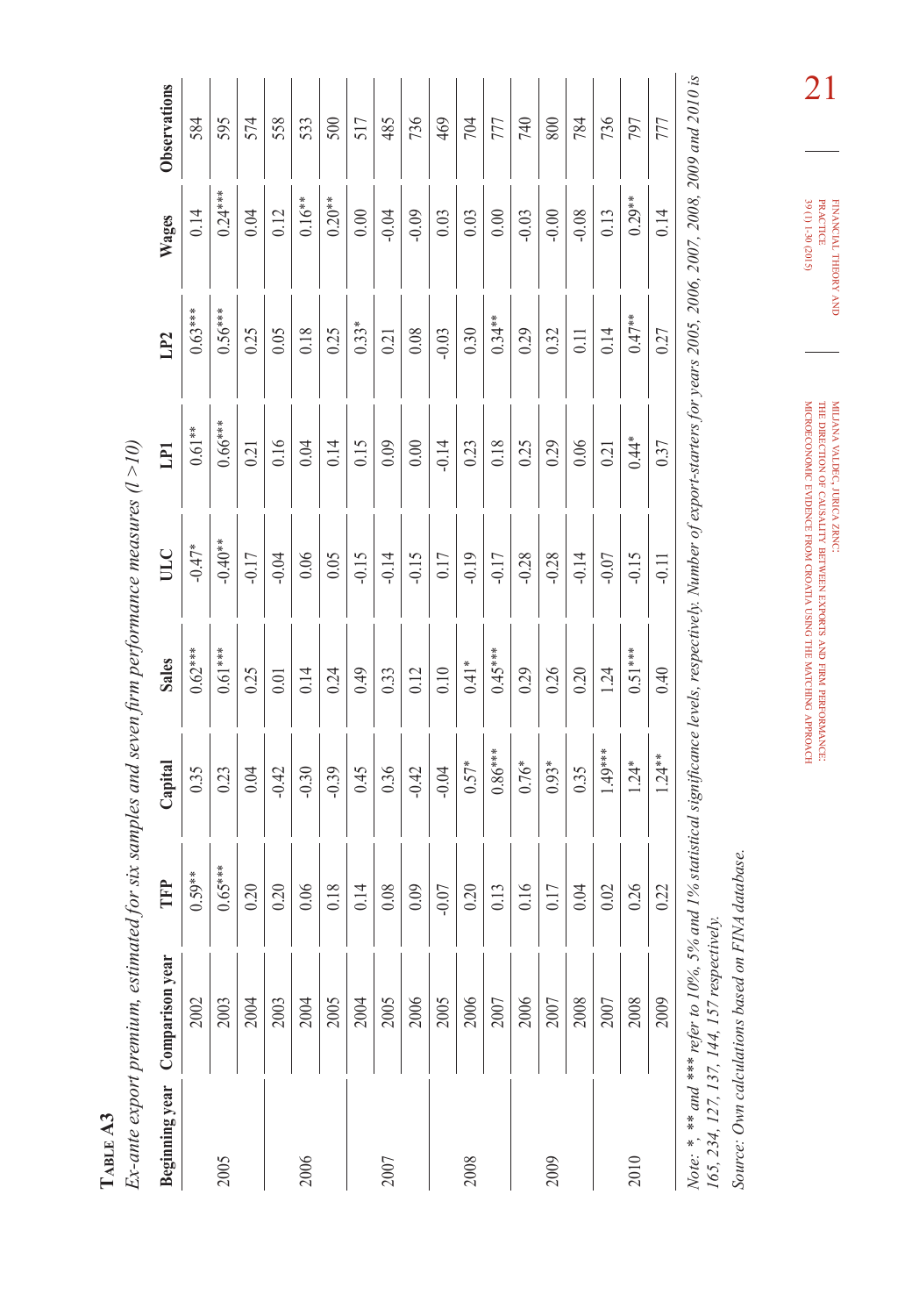**TABLE A3**

*Ex-ante export premium, estimated for six samples and seven firm performance measures (l >10)*

| Beginning year | Comparison year | TFP | Capital | Sales | ULC | LP1 | LP2 | Wages | Observations |
|---|---|---|---|---|---|---|---|---|---|
| 2005 | 2002 | 0.59** | 0.35 | 0.62*** | -0.47* | 0.61** | 0.63*** | 0.14 | 584 |
| | 2003 | 0.65*** | 0.23 | 0.61*** | -0.40** | 0.66*** | 0.56*** | 0.24*** | 595 |
| | 2004 | 0.20 | 0.04 | 0.25 | -0.17 | 0.21 | 0.25 | 0.04 | 574 |
| 2006 | 2003 | 0.20 | -0.42 | 0.01 | -0.04 | 0.16 | 0.05 | 0.12 | 558 |
| | 2004 | 0.06 | -0.30 | 0.14 | 0.06 | 0.04 | 0.18 | 0.16** | 533 |
| | 2005 | 0.18 | -0.39 | 0.24 | 0.05 | 0.14 | 0.25 | 0.20** | 500 |
| 2007 | 2004 | 0.14 | 0.45 | 0.49 | -0.15 | 0.15 | 0.33* | 0.00 | 517 |
| | 2005 | 0.08 | 0.36 | 0.33 | -0.14 | 0.09 | 0.21 | -0.04 | 485 |
| | 2006 | 0.09 | -0.42 | 0.12 | -0.15 | 0.00 | 0.08 | -0.09 | 736 |
| 2008 | 2005 | -0.07 | -0.04 | 0.10 | 0.17 | -0.14 | -0.03 | 0.03 | 469 |
| | 2006 | 0.20 | 0.57* | 0.41* | -0.19 | 0.23 | 0.30 | 0.03 | 704 |
| | 2007 | 0.13 | 0.86*** | 0.45*** | -0.17 | 0.18 | 0.34** | 0.00 | 777 |
| 2009 | 2006 | 0.16 | 0.76* | 0.29 | -0.28 | 0.25 | 0.29 | -0.03 | 740 |
| | 2007 | 0.17 | 0.93* | 0.26 | -0.28 | 0.29 | 0.32 | -0.00 | 800 |
| | 2008 | 0.04 | 0.35 | 0.20 | -0.14 | 0.06 | 0.11 | -0.08 | 784 |
| 2010 | 2007 | 0.02 | 1.49*** | 1.24 | -0.07 | 0.21 | 0.14 | 0.13 | 736 |
| | 2008 | 0.26 | 1.24* | 0.51*** | -0.15 | 0.44* | 0.47** | 0.29** | 797 |
| | 2009 | 0.22 | 1.24** | 0.40 | -0.11 | 0.37 | 0.27 | 0.14 | 777 |

*Note: *, ** and *** refer to 10%, 5% and 1% statistical significance levels, respectively. Number of export-starters for years 2005, 2006, 2007, 2008, 2009 and 2010 is 165, 234, 127, 137, 144, 157 respectively.*

*Source: Own calculations based on FINA database.*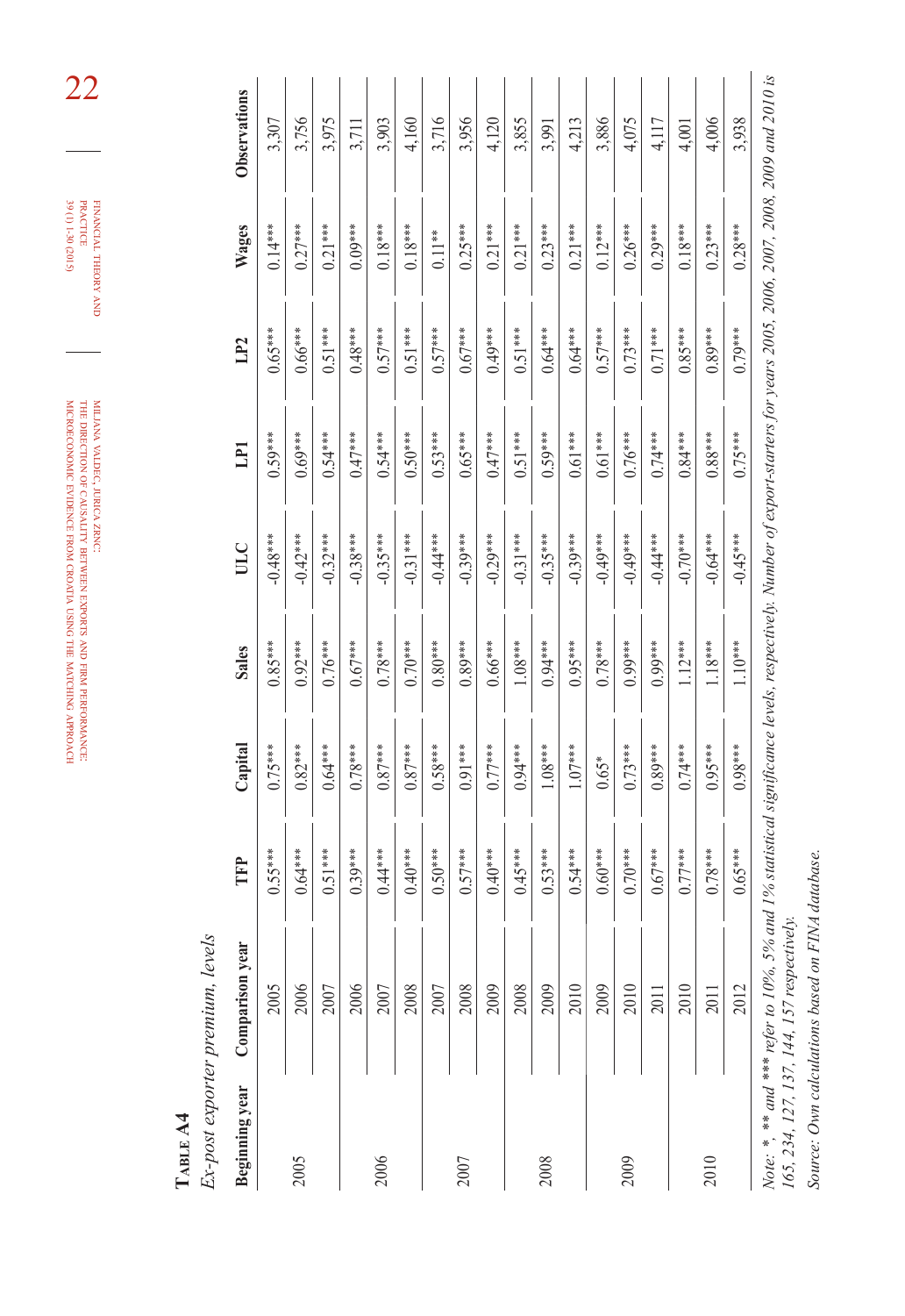**Table A4**

*Ex-post exporter premium, levels*

| Beginning year | Comparison year | TFP | Capital | Sales | ULC | LP1 | LP2 | Wages | Observations |
|---|---|---|---|---|---|---|---|---|---|
| 2005 | 2005 | 0.55*** | 0.75*** | 0.85*** | -0.48*** | 0.59*** | 0.65*** | 0.14*** | 3,307 |
| | 2006 | 0.64*** | 0.82*** | 0.92*** | -0.42*** | 0.69*** | 0.66*** | 0.27*** | 3,756 |
| | 2007 | 0.51*** | 0.64*** | 0.76*** | -0.32*** | 0.54*** | 0.51*** | 0.21*** | 3,975 |
| 2006 | 2006 | 0.39*** | 0.78*** | 0.67*** | -0.38*** | 0.47*** | 0.48*** | 0.09*** | 3,711 |
| | 2007 | 0.44*** | 0.87*** | 0.78*** | -0.35*** | 0.54*** | 0.57*** | 0.18*** | 3,903 |
| | 2008 | 0.40*** | 0.87*** | 0.70*** | -0.31*** | 0.50*** | 0.51*** | 0.18*** | 4,160 |
| 2007 | 2007 | 0.50*** | 0.58*** | 0.80*** | -0.44*** | 0.53*** | 0.57*** | 0.11** | 3,716 |
| | 2008 | 0.57*** | 0.91*** | 0.89*** | -0.39*** | 0.65*** | 0.67*** | 0.25*** | 3,956 |
| | 2009 | 0.40*** | 0.77*** | 0.66*** | -0.29*** | 0.47*** | 0.49*** | 0.21*** | 4,120 |
| 2008 | 2008 | 0.45*** | 0.94*** | 1.08*** | -0.31*** | 0.51*** | 0.51*** | 0.21*** | 3,855 |
| | 2009 | 0.53*** | 1.08*** | 0.94*** | -0.35*** | 0.59*** | 0.64*** | 0.23*** | 3,991 |
| | 2010 | 0.54*** | 1.07*** | 0.95*** | -0.39*** | 0.61*** | 0.64*** | 0.21*** | 4,213 |
| 2009 | 2009 | 0.60*** | 0.65* | 0.78*** | -0.49*** | 0.61*** | 0.57*** | 0.12*** | 3,886 |
| | 2010 | 0.70*** | 0.73*** | 0.99*** | -0.49*** | 0.76*** | 0.73*** | 0.26*** | 4,075 |
| | 2011 | 0.67*** | 0.89*** | 0.99*** | -0.44*** | 0.74*** | 0.71*** | 0.29*** | 4,117 |
| 2010 | 2010 | 0.77*** | 0.74*** | 1.12*** | -0.70*** | 0.84*** | 0.85*** | 0.18*** | 4,001 |
| | 2011 | 0.78*** | 0.95*** | 1.18*** | -0.64*** | 0.88*** | 0.89*** | 0.23*** | 4,006 |
| | 2012 | 0.65*** | 0.98*** | 1.10*** | -0.45*** | 0.75*** | 0.79*** | 0.28*** | 3,938 |

*Note: *, ** and *** refer to 10%, 5% and 1% statistical significance levels, respectively. Number of export-starters for years 2005, 2006, 2007, 2008, 2009 and 2010 is 165, 234, 127, 137, 144, 157 respectively.*

*Source: Own calculations based on FINA database.*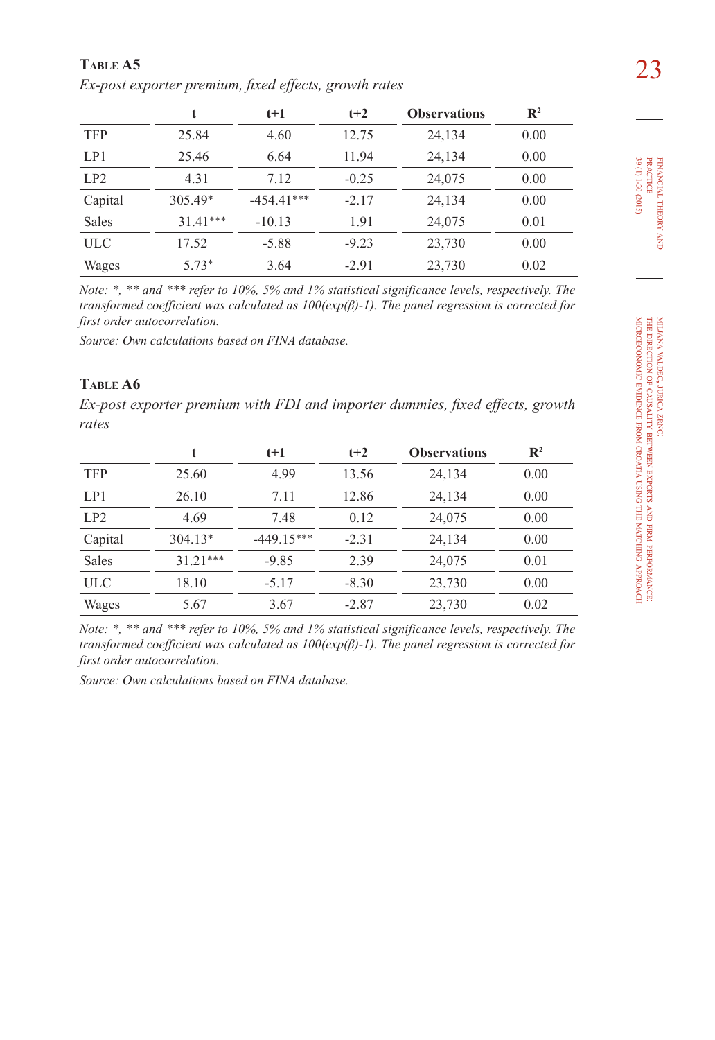**Table A5**

*Ex-post exporter premium, fixed effects, growth rates*

| | t | t+1 | t+2 | Observations | $R^2$ |
|---|---|---|---|---|---|
| TFP | 25.84 | 4.60 | 12.75 | 24,134 | 0.00 |
| LP1 | 25.46 | 6.64 | 11.94 | 24,134 | 0.00 |
| LP2 | 4.31 | 7.12 | -0.25 | 24,075 | 0.00 |
| Capital | 305.49* | -454.41*** | -2.17 | 24,134 | 0.00 |
| Sales | 31.41*** | -10.13 | 1.91 | 24,075 | 0.01 |
| ULC | 17.52 | -5.88 | -9.23 | 23,730 | 0.00 |
| Wages | 5.73* | 3.64 | -2.91 | 23,730 | 0.02 |

*Note: *, ** and *** refer to 10%, 5% and 1% statistical significance levels, respectively. The transformed coefficient was calculated as 100(exp(β)-1). The panel regression is corrected for first order autocorrelation.*

*Source: Own calculations based on FINA database.*

**Table A6**

*Ex-post exporter premium with FDI and importer dummies, fixed effects, growth rates*

| | t | t+1 | t+2 | Observations | $R^2$ |
|---|---|---|---|---|---|
| TFP | 25.60 | 4.99 | 13.56 | 24,134 | 0.00 |
| LP1 | 26.10 | 7.11 | 12.86 | 24,134 | 0.00 |
| LP2 | 4.69 | 7.48 | 0.12 | 24,075 | 0.00 |
| Capital | 304.13* | -449.15*** | -2.31 | 24,134 | 0.00 |
| Sales | 31.21*** | -9.85 | 2.39 | 24,075 | 0.01 |
| ULC | 18.10 | -5.17 | -8.30 | 23,730 | 0.00 |
| Wages | 5.67 | 3.67 | -2.87 | 23,730 | 0.02 |

*Note: *, ** and *** refer to 10%, 5% and 1% statistical significance levels, respectively. The transformed coefficient was calculated as 100(exp(β)-1). The panel regression is corrected for first order autocorrelation.*

*Source: Own calculations based on FINA database.*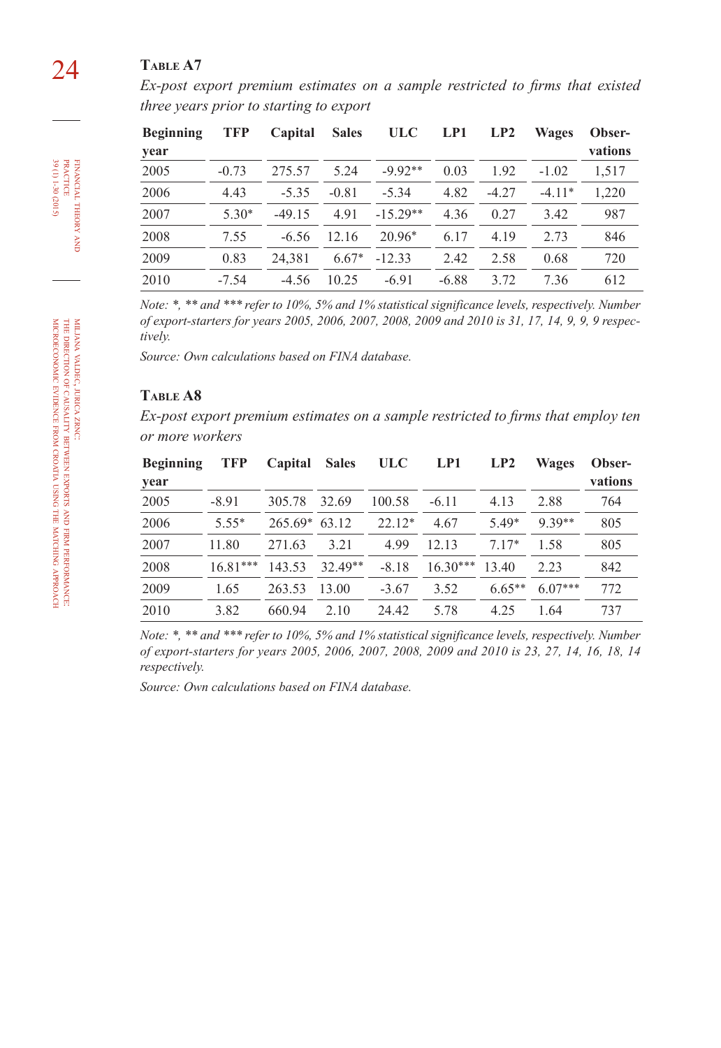### Table A7

*Ex-post export premium estimates on a sample restricted to firms that existed three years prior to starting to export*

| Beginning year | TFP | Capital | Sales | ULC | LP1 | LP2 | Wages | Observations |
|---|---|---|---|---|---|---|---|---|
| 2005 | -0.73 | 275.57 | 5.24 | -9.92** | 0.03 | 1.92 | -1.02 | 1,517 |
| 2006 | 4.43 | -5.35 | -0.81 | -5.34 | 4.82 | -4.27 | -4.11* | 1,220 |
| 2007 | 5.30* | -49.15 | 4.91 | -15.29** | 4.36 | 0.27 | 3.42 | 987 |
| 2008 | 7.55 | -6.56 | 12.16 | 20.96* | 6.17 | 4.19 | 2.73 | 846 |
| 2009 | 0.83 | 24,381 | 6.67* | -12.33 | 2.42 | 2.58 | 0.68 | 720 |
| 2010 | -7.54 | -4.56 | 10.25 | -6.91 | -6.88 | 3.72 | 7.36 | 612 |

*Note: *, ** and *** refer to 10%, 5% and 1% statistical significance levels, respectively. Number of export-starters for years 2005, 2006, 2007, 2008, 2009 and 2010 is 31, 17, 14, 9, 9, 9 respectively.*

*Source: Own calculations based on FINA database.*

### Table A8

*Ex-post export premium estimates on a sample restricted to firms that employ ten or more workers*

| Beginning year | TFP | Capital | Sales | ULC | LP1 | LP2 | Wages | Observations |
|---|---|---|---|---|---|---|---|---|
| 2005 | -8.91 | 305.78 | 32.69 | 100.58 | -6.11 | 4.13 | 2.88 | 764 |
| 2006 | 5.55* | 265.69* | 63.12 | 22.12* | 4.67 | 5.49* | 9.39** | 805 |
| 2007 | 11.80 | 271.63 | 3.21 | 4.99 | 12.13 | 7.17* | 1.58 | 805 |
| 2008 | 16.81*** | 143.53 | 32.49** | -8.18 | 16.30*** | 13.40 | 2.23 | 842 |
| 2009 | 1.65 | 263.53 | 13.00 | -3.67 | 3.52 | 6.65** | 6.07*** | 772 |
| 2010 | 3.82 | 660.94 | 2.10 | 24.42 | 5.78 | 4.25 | 1.64 | 737 |

*Note: *, ** and *** refer to 10%, 5% and 1% statistical significance levels, respectively. Number of export-starters for years 2005, 2006, 2007, 2008, 2009 and 2010 is 23, 27, 14, 16, 18, 14 respectively.*

*Source: Own calculations based on FINA database.*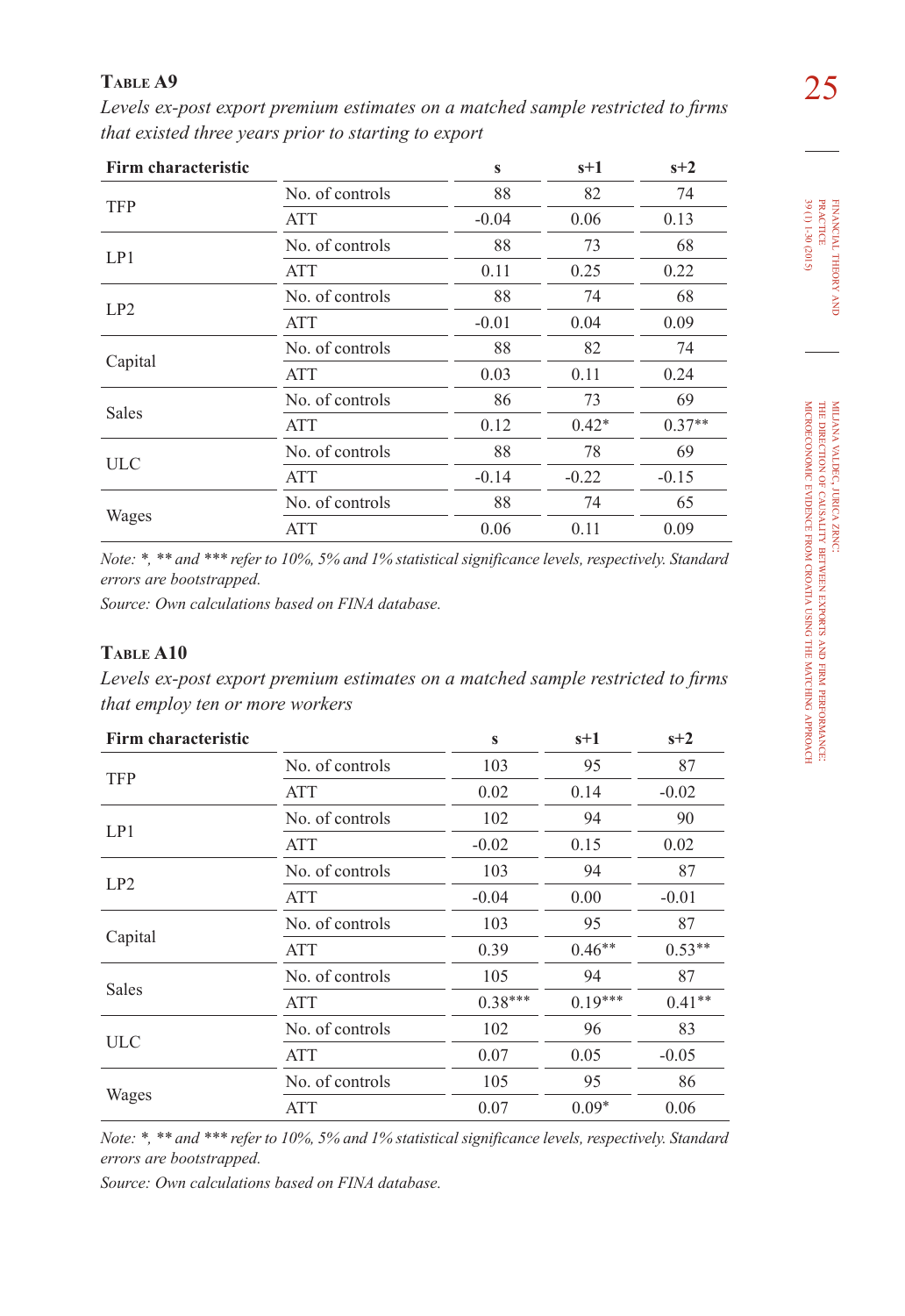**Table A9**

*Levels ex-post export premium estimates on a matched sample restricted to firms that existed three years prior to starting to export*

| Firm characteristic | | s | s+1 | s+2 |
|---|---|---|---|---|
| TFP | No. of controls | 88 | 82 | 74 |
| | ATT | -0.04 | 0.06 | 0.13 |
| LP1 | No. of controls | 88 | 73 | 68 |
| | ATT | 0.11 | 0.25 | 0.22 |
| LP2 | No. of controls | 88 | 74 | 68 |
| | ATT | -0.01 | 0.04 | 0.09 |
| Capital | No. of controls | 88 | 82 | 74 |
| | ATT | 0.03 | 0.11 | 0.24 |
| Sales | No. of controls | 86 | 73 | 69 |
| | ATT | 0.12 | 0.42* | 0.37** |
| ULC | No. of controls | 88 | 78 | 69 |
| | ATT | -0.14 | -0.22 | -0.15 |
| Wages | No. of controls | 88 | 74 | 65 |
| | ATT | 0.06 | 0.11 | 0.09 |

*Note: *, ** and *** refer to 10%, 5% and 1% statistical significance levels, respectively. Standard errors are bootstrapped.*

*Source: Own calculations based on FINA database.*

**Table A10**

*Levels ex-post export premium estimates on a matched sample restricted to firms that employ ten or more workers*

| Firm characteristic | | s | s+1 | s+2 |
|---|---|---|---|---|
| TFP | No. of controls | 103 | 95 | 87 |
| | ATT | 0.02 | 0.14 | -0.02 |
| LP1 | No. of controls | 102 | 94 | 90 |
| | ATT | -0.02 | 0.15 | 0.02 |
| LP2 | No. of controls | 103 | 94 | 87 |
| | ATT | -0.04 | 0.00 | -0.01 |
| Capital | No. of controls | 103 | 95 | 87 |
| | ATT | 0.39 | 0.46** | 0.53** |
| Sales | No. of controls | 105 | 94 | 87 |
| | ATT | 0.38*** | 0.19*** | 0.41** |
| ULC | No. of controls | 102 | 96 | 83 |
| | ATT | 0.07 | 0.05 | -0.05 |
| Wages | No. of controls | 105 | 95 | 86 |
| | ATT | 0.07 | 0.09* | 0.06 |

*Note: *, ** and *** refer to 10%, 5% and 1% statistical significance levels, respectively. Standard errors are bootstrapped.*

*Source: Own calculations based on FINA database.*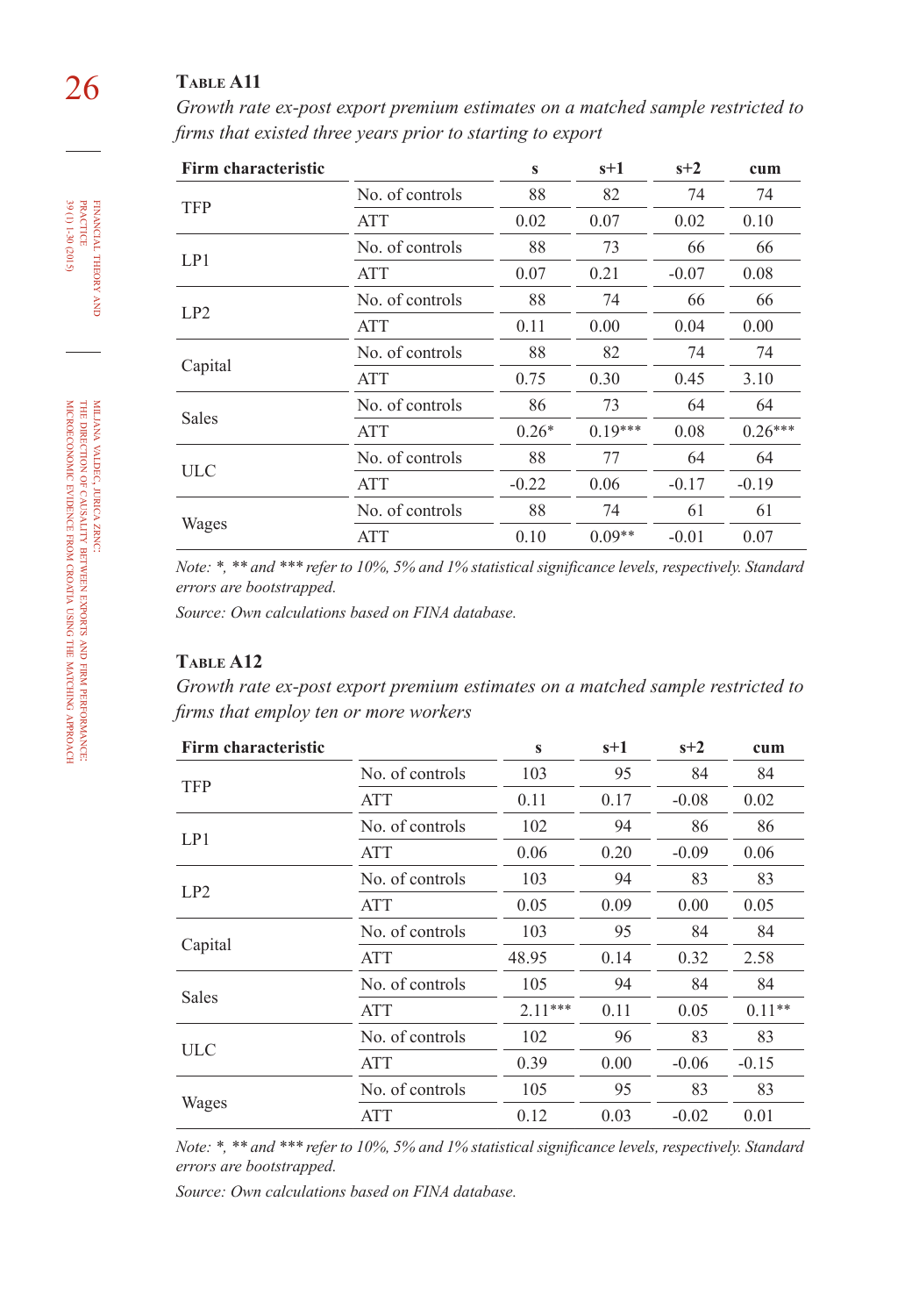**Table A11**

*Growth rate ex-post export premium estimates on a matched sample restricted to firms that existed three years prior to starting to export*

| Firm characteristic | | s | s+1 | s+2 | cum |
|---|---|---|---|---|---|
| TFP | No. of controls | 88 | 82 | 74 | 74 |
| | ATT | 0.02 | 0.07 | 0.02 | 0.10 |
| LP1 | No. of controls | 88 | 73 | 66 | 66 |
| | ATT | 0.07 | 0.21 | -0.07 | 0.08 |
| LP2 | No. of controls | 88 | 74 | 66 | 66 |
| | ATT | 0.11 | 0.00 | 0.04 | 0.00 |
| Capital | No. of controls | 88 | 82 | 74 | 74 |
| | ATT | 0.75 | 0.30 | 0.45 | 3.10 |
| Sales | No. of controls | 86 | 73 | 64 | 64 |
| | ATT | 0.26* | 0.19*** | 0.08 | 0.26*** |
| ULC | No. of controls | 88 | 77 | 64 | 64 |
| | ATT | -0.22 | 0.06 | -0.17 | -0.19 |
| Wages | No. of controls | 88 | 74 | 61 | 61 |
| | ATT | 0.10 | 0.09** | -0.01 | 0.07 |

*Note: *, ** and *** refer to 10%, 5% and 1% statistical significance levels, respectively. Standard errors are bootstrapped.*

*Source: Own calculations based on FINA database.*

**Table A12**

*Growth rate ex-post export premium estimates on a matched sample restricted to firms that employ ten or more workers*

| Firm characteristic | | s | s+1 | s+2 | cum |
|---|---|---|---|---|---|
| TFP | No. of controls | 103 | 95 | 84 | 84 |
| | ATT | 0.11 | 0.17 | -0.08 | 0.02 |
| LP1 | No. of controls | 102 | 94 | 86 | 86 |
| | ATT | 0.06 | 0.20 | -0.09 | 0.06 |
| LP2 | No. of controls | 103 | 94 | 83 | 83 |
| | ATT | 0.05 | 0.09 | 0.00 | 0.05 |
| Capital | No. of controls | 103 | 95 | 84 | 84 |
| | ATT | 48.95 | 0.14 | 0.32 | 2.58 |
| Sales | No. of controls | 105 | 94 | 84 | 84 |
| | ATT | 2.11*** | 0.11 | 0.05 | 0.11** |
| ULC | No. of controls | 102 | 96 | 83 | 83 |
| | ATT | 0.39 | 0.00 | -0.06 | -0.15 |
| Wages | No. of controls | 105 | 95 | 83 | 83 |
| | ATT | 0.12 | 0.03 | -0.02 | 0.01 |

*Note: *, ** and *** refer to 10%, 5% and 1% statistical significance levels, respectively. Standard errors are bootstrapped.*

*Source: Own calculations based on FINA database.*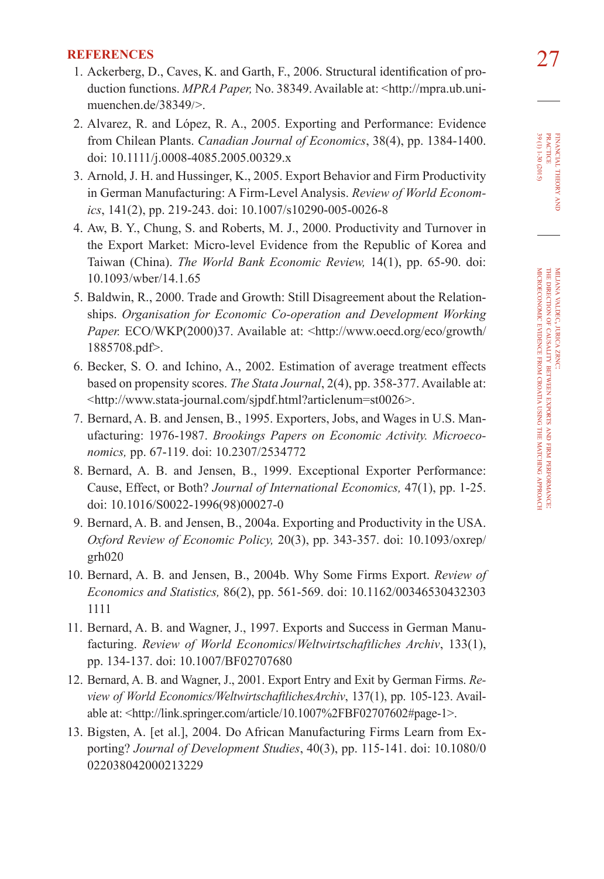## REFERENCES

1. Ackerberg, D., Caves, K. and Garth, F., 2006. Structural identification of production functions. *MPRA Paper,* No. 38349. Available at: <http://mpra.ub.uni-muenchen.de/38349/>.
2. Alvarez, R. and López, R. A., 2005. Exporting and Performance: Evidence from Chilean Plants. *Canadian Journal of Economics*, 38(4), pp. 1384-1400. doi: 10.1111/j.0008-4085.2005.00329.x
3. Arnold, J. H. and Hussinger, K., 2005. Export Behavior and Firm Productivity in German Manufacturing: A Firm-Level Analysis. *Review of World Economics*, 141(2), pp. 219-243. doi: 10.1007/s10290-005-0026-8
4. Aw, B. Y., Chung, S. and Roberts, M. J., 2000. Productivity and Turnover in the Export Market: Micro-level Evidence from the Republic of Korea and Taiwan (China). *The World Bank Economic Review,* 14(1), pp. 65-90. doi: 10.1093/wber/14.1.65
5. Baldwin, R., 2000. Trade and Growth: Still Disagreement about the Relationships. *Organisation for Economic Co-operation and Development Working Paper.* ECO/WKP(2000)37. Available at: <http://www.oecd.org/eco/growth/1885708.pdf>.
6. Becker, S. O. and Ichino, A., 2002. Estimation of average treatment effects based on propensity scores. *The Stata Journal*, 2(4), pp. 358-377. Available at: <http://www.stata-journal.com/sjpdf.html?articlenum=st0026>.
7. Bernard, A. B. and Jensen, B., 1995. Exporters, Jobs, and Wages in U.S. Manufacturing: 1976-1987. *Brookings Papers on Economic Activity. Microeconomics,* pp. 67-119. doi: 10.2307/2534772
8. Bernard, A. B. and Jensen, B., 1999. Exceptional Exporter Performance: Cause, Effect, or Both? *Journal of International Economics,* 47(1), pp. 1-25. doi: 10.1016/S0022-1996(98)00027-0
9. Bernard, A. B. and Jensen, B., 2004a. Exporting and Productivity in the USA. *Oxford Review of Economic Policy,* 20(3), pp. 343-357. doi: 10.1093/oxrep/grh020
10. Bernard, A. B. and Jensen, B., 2004b. Why Some Firms Export. *Review of Economics and Statistics,* 86(2), pp. 561-569. doi: 10.1162/003465304323031111
11. Bernard, A. B. and Wagner, J., 1997. Exports and Success in German Manufacturing. *Review of World Economics/Weltwirtschaftliches Archiv*, 133(1), pp. 134-137. doi: 10.1007/BF02707680
12. Bernard, A. B. and Wagner, J., 2001. Export Entry and Exit by German Firms. *Review of World Economics/WeltwirtschaftlichesArchiv*, 137(1), pp. 105-123. Available at: <http://link.springer.com/article/10.1007%2FBF02707602#page-1>.
13. Bigsten, A. [et al.], 2004. Do African Manufacturing Firms Learn from Exporting? *Journal of Development Studies*, 40(3), pp. 115-141. doi: 10.1080/0022038042000213229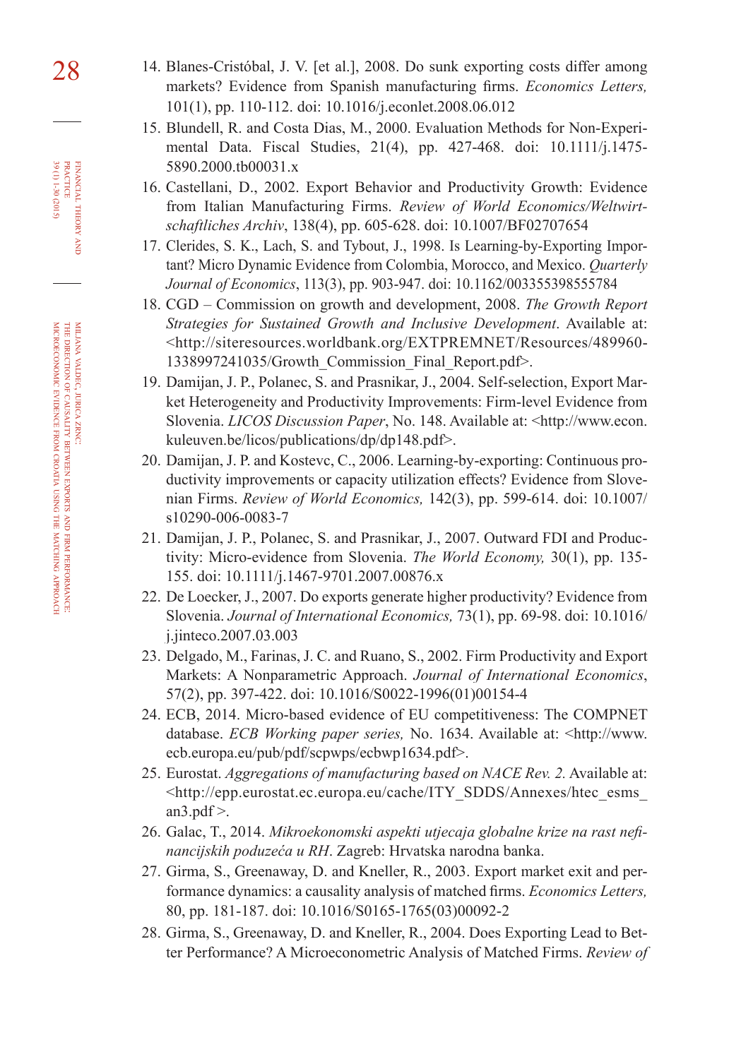14. Blanes-Cristóbal, J. V. [et al.], 2008. Do sunk exporting costs differ among markets? Evidence from Spanish manufacturing firms. *Economics Letters,* 101(1), pp. 110-112. doi: 10.1016/j.econlet.2008.06.012
15. Blundell, R. and Costa Dias, M., 2000. Evaluation Methods for Non-Experimental Data. Fiscal Studies, 21(4), pp. 427-468. doi: 10.1111/j.1475-5890.2000.tb00031.x
16. Castellani, D., 2002. Export Behavior and Productivity Growth: Evidence from Italian Manufacturing Firms. *Review of World Economics/Weltwirtschaftliches Archiv*, 138(4), pp. 605-628. doi: 10.1007/BF02707654
17. Clerides, S. K., Lach, S. and Tybout, J., 1998. Is Learning-by-Exporting Important? Micro Dynamic Evidence from Colombia, Morocco, and Mexico. *Quarterly Journal of Economics*, 113(3), pp. 903-947. doi: 10.1162/003355398555784
18. CGD – Commission on growth and development, 2008. *The Growth Report Strategies for Sustained Growth and Inclusive Development*. Available at: <http://siteresources.worldbank.org/EXTPREMNET/Resources/489960-1338997241035/Growth_Commission_Final_Report.pdf>.
19. Damijan, J. P., Polanec, S. and Prasnikar, J., 2004. Self-selection, Export Market Heterogeneity and Productivity Improvements: Firm-level Evidence from Slovenia. *LICOS Discussion Paper*, No. 148. Available at: <http://www.econ.kuleuven.be/licos/publications/dp/dp148.pdf>.
20. Damijan, J. P. and Kostevc, C., 2006. Learning-by-exporting: Continuous productivity improvements or capacity utilization effects? Evidence from Slovenian Firms. *Review of World Economics,* 142(3), pp. 599-614. doi: 10.1007/s10290-006-0083-7
21. Damijan, J. P., Polanec, S. and Prasnikar, J., 2007. Outward FDI and Productivity: Micro-evidence from Slovenia. *The World Economy,* 30(1), pp. 135-155. doi: 10.1111/j.1467-9701.2007.00876.x
22. De Loecker, J., 2007. Do exports generate higher productivity? Evidence from Slovenia. *Journal of International Economics,* 73(1), pp. 69-98. doi: 10.1016/j.jinteco.2007.03.003
23. Delgado, M., Farinas, J. C. and Ruano, S., 2002. Firm Productivity and Export Markets: A Nonparametric Approach. *Journal of International Economics*, 57(2), pp. 397-422. doi: 10.1016/S0022-1996(01)00154-4
24. ECB, 2014. Micro-based evidence of EU competitiveness: The COMPNET database. *ECB Working paper series,* No. 1634. Available at: <http://www.ecb.europa.eu/pub/pdf/scpwps/ecbwp1634.pdf>.
25. Eurostat. *Aggregations of manufacturing based on NACE Rev. 2.* Available at: <http://epp.eurostat.ec.europa.eu/cache/ITY_SDDS/Annexes/htec_esms_an3.pdf >.
26. Galac, T., 2014. *Mikroekonomski aspekti utjecaja globalne krize na rast nefinancijskih poduzeća u RH*. Zagreb: Hrvatska narodna banka.
27. Girma, S., Greenaway, D. and Kneller, R., 2003. Export market exit and performance dynamics: a causality analysis of matched firms. *Economics Letters,* 80, pp. 181-187. doi: 10.1016/S0165-1765(03)00092-2
28. Girma, S., Greenaway, D. and Kneller, R., 2004. Does Exporting Lead to Better Performance? A Microeconometric Analysis of Matched Firms. *Review of*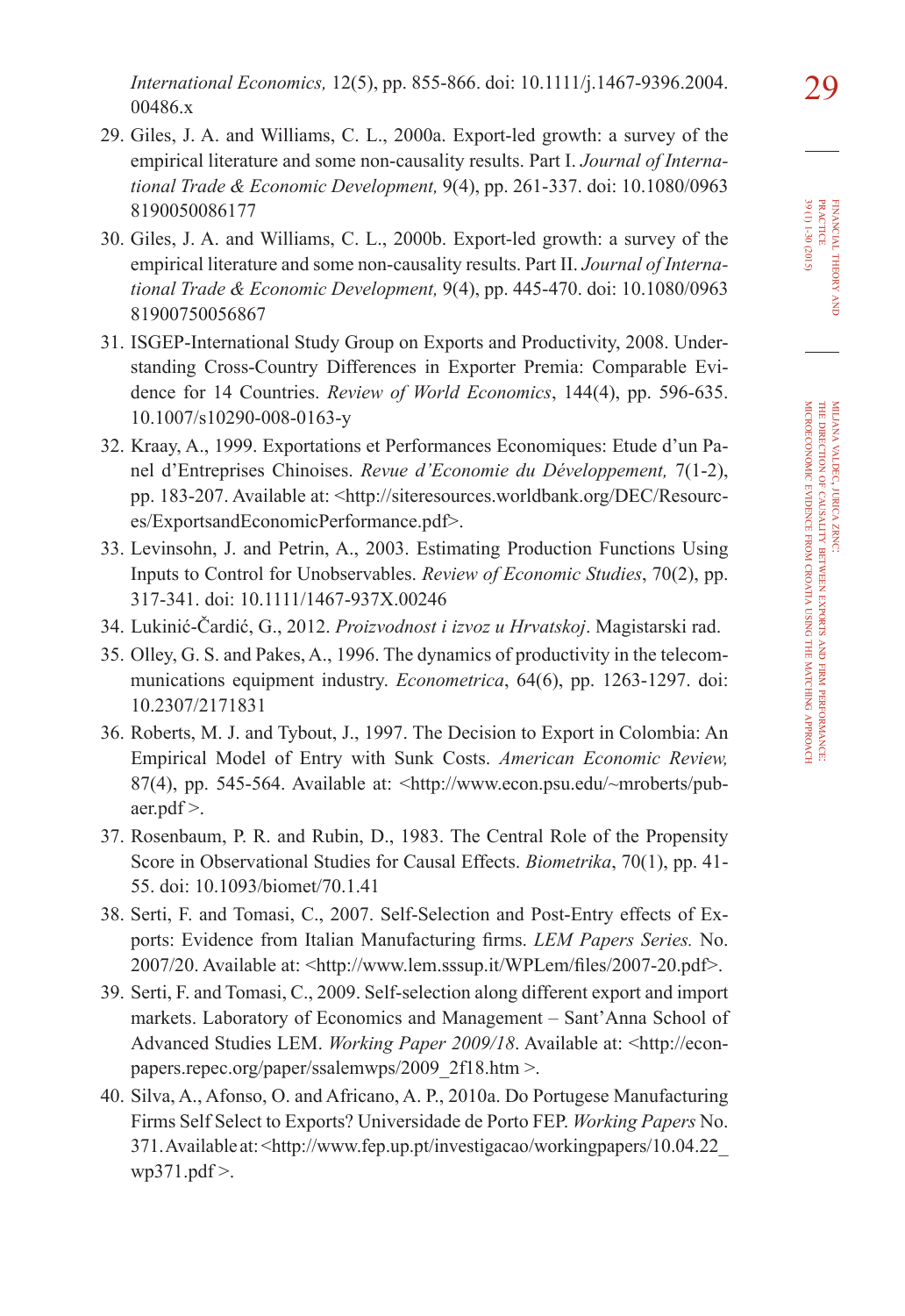*International Economics,* 12(5), pp. 855-866. doi: 10.1111/j.1467-9396.2004.00486.x

29. Giles, J. A. and Williams, C. L., 2000a. Export-led growth: a survey of the empirical literature and some non-causality results. Part I. *Journal of International Trade & Economic Development,* 9(4), pp. 261-337. doi: 10.1080/09638190050086177
30. Giles, J. A. and Williams, C. L., 2000b. Export-led growth: a survey of the empirical literature and some non-causality results. Part II. *Journal of International Trade & Economic Development,* 9(4), pp. 445-470. doi: 10.1080/0963819007500568 67
31. ISGEP-International Study Group on Exports and Productivity, 2008. Understanding Cross-Country Differences in Exporter Premia: Comparable Evidence for 14 Countries. *Review of World Economics*, 144(4), pp. 596-635. 10.1007/s10290-008-0163-y
32. Kraay, A., 1999. Exportations et Performances Economiques: Etude d'un Panel d'Entreprises Chinoises. *Revue d'Economie du Développement,* 7(1-2), pp. 183-207. Available at: <http://siteresources.worldbank.org/DEC/Resources/ExportsandEconomicPerformance.pdf>.
33. Levinsohn, J. and Petrin, A., 2003. Estimating Production Functions Using Inputs to Control for Unobservables. *Review of Economic Studies*, 70(2), pp. 317-341. doi: 10.1111/1467-937X.00246
34. Lukinić-Čardić, G., 2012. *Proizvodnost i izvoz u Hrvatskoj*. Magistarski rad.
35. Olley, G. S. and Pakes, A., 1996. The dynamics of productivity in the telecommunications equipment industry. *Econometrica*, 64(6), pp. 1263-1297. doi: 10.2307/2171831
36. Roberts, M. J. and Tybout, J., 1997. The Decision to Export in Colombia: An Empirical Model of Entry with Sunk Costs. *American Economic Review,* 87(4), pp. 545-564. Available at: <http://www.econ.psu.edu/~mroberts/pubaer.pdf >.
37. Rosenbaum, P. R. and Rubin, D., 1983. The Central Role of the Propensity Score in Observational Studies for Causal Effects. *Biometrika*, 70(1), pp. 41-55. doi: 10.1093/biomet/70.1.41
38. Serti, F. and Tomasi, C., 2007. Self-Selection and Post-Entry effects of Exports: Evidence from Italian Manufacturing firms. *LEM Papers Series.* No. 2007/20. Available at: <http://www.lem.sssup.it/WPLem/files/2007-20.pdf>.
39. Serti, F. and Tomasi, C., 2009. Self-selection along different export and import markets. Laboratory of Economics and Management – Sant'Anna School of Advanced Studies LEM. *Working Paper 2009/18*. Available at: <http://econpapers.repec.org/paper/ssalemwps/2009_2f18.htm >.
40. Silva, A., Afonso, O. and Africano, A. P., 2010a. Do Portugese Manufacturing Firms Self Select to Exports? Universidade de Porto FEP. *Working Papers* No. 371. Available at: <http://www.fep.up.pt/investigacao/workingpapers/10.04.22_wp371.pdf >.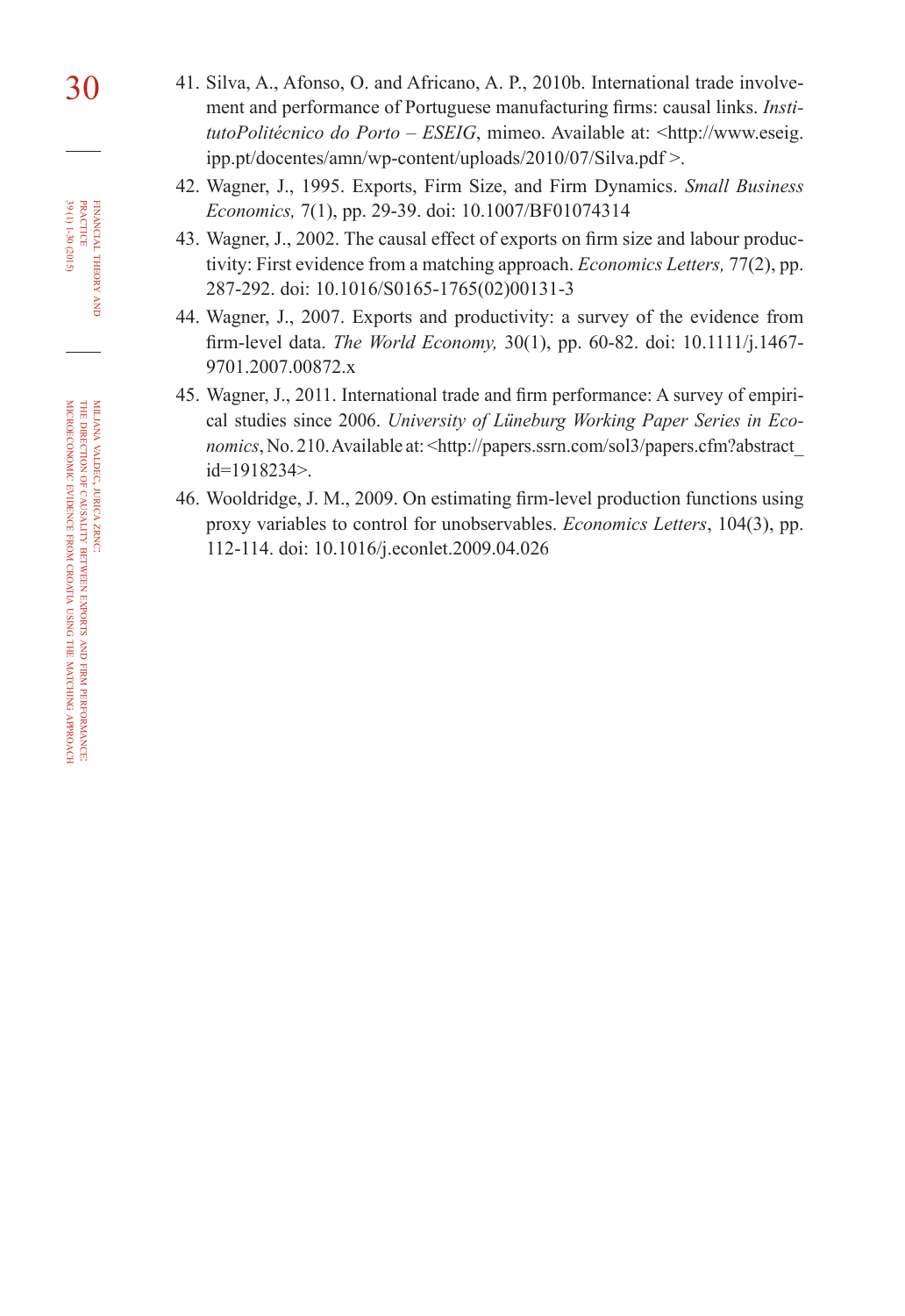41. Silva, A., Afonso, O. and Africano, A. P., 2010b. International trade involvement and performance of Portuguese manufacturing firms: causal links. *InstitutoPolitécnico do Porto – ESEIG*, mimeo. Available at: <http://www.eseig.ipp.pt/docentes/amn/wp-content/uploads/2010/07/Silva.pdf >.
42. Wagner, J., 1995. Exports, Firm Size, and Firm Dynamics. *Small Business Economics,* 7(1), pp. 29-39. doi: 10.1007/BF01074314
43. Wagner, J., 2002. The causal effect of exports on firm size and labour productivity: First evidence from a matching approach. *Economics Letters,* 77(2), pp. 287-292. doi: 10.1016/S0165-1765(02)00131-3
44. Wagner, J., 2007. Exports and productivity: a survey of the evidence from firm-level data. *The World Economy,* 30(1), pp. 60-82. doi: 10.1111/j.1467-9701.2007.00872.x
45. Wagner, J., 2011. International trade and firm performance: A survey of empirical studies since 2006. *University of Lüneburg Working Paper Series in Economics*, No. 210. Available at: <http://papers.ssrn.com/sol3/papers.cfm?abstract_id=1918234>.
46. Wooldridge, J. M., 2009. On estimating firm-level production functions using proxy variables to control for unobservables. *Economics Letters*, 104(3), pp. 112-114. doi: 10.1016/j.econlet.2009.04.026